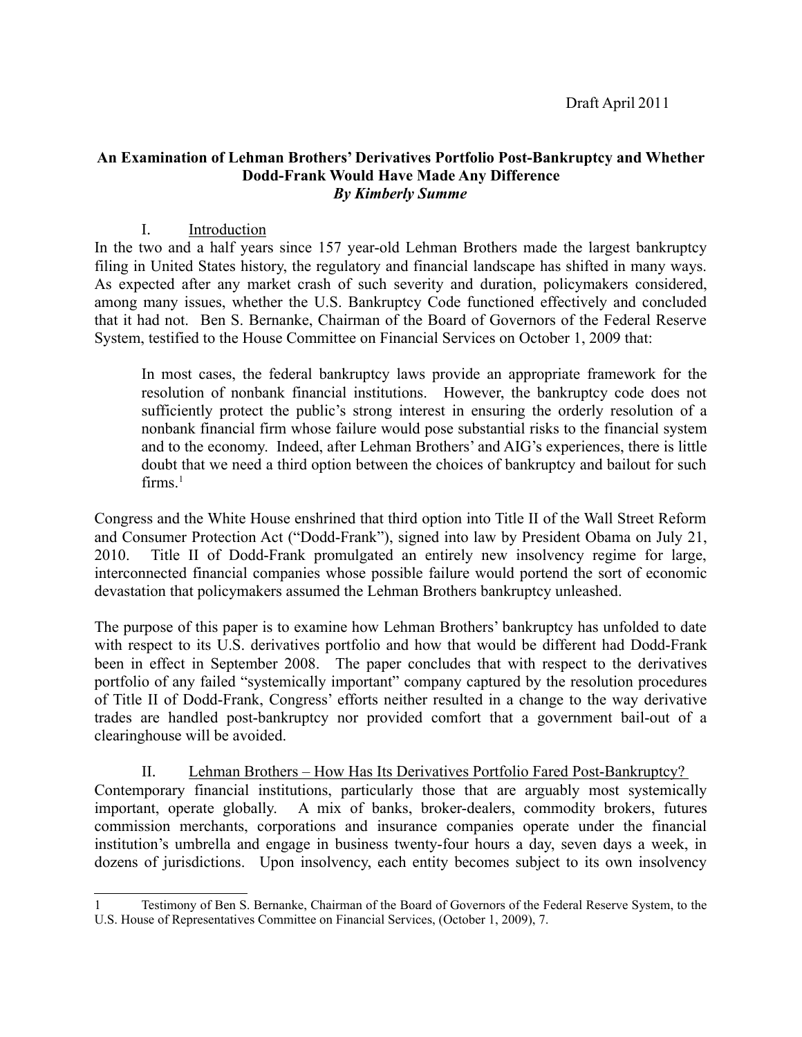Draft April 2011

**An Examination of Lehman Brothers' Derivatives Portfolio Post-Bankruptcy and Whether Dodd-Frank Would Have Made Any Difference**
***By Kimberly Summe***

## I. Introduction

In the two and a half years since 157 year-old Lehman Brothers made the largest bankruptcy filing in United States history, the regulatory and financial landscape has shifted in many ways. As expected after any market crash of such severity and duration, policymakers considered, among many issues, whether the U.S. Bankruptcy Code functioned effectively and concluded that it had not. Ben S. Bernanke, Chairman of the Board of Governors of the Federal Reserve System, testified to the House Committee on Financial Services on October 1, 2009 that:

> In most cases, the federal bankruptcy laws provide an appropriate framework for the resolution of nonbank financial institutions. However, the bankruptcy code does not sufficiently protect the public's strong interest in ensuring the orderly resolution of a nonbank financial firm whose failure would pose substantial risks to the financial system and to the economy. Indeed, after Lehman Brothers' and AIG's experiences, there is little doubt that we need a third option between the choices of bankruptcy and bailout for such firms.[1]

Congress and the White House enshrined that third option into Title II of the Wall Street Reform and Consumer Protection Act ("Dodd-Frank"), signed into law by President Obama on July 21, 2010. Title II of Dodd-Frank promulgated an entirely new insolvency regime for large, interconnected financial companies whose possible failure would portend the sort of economic devastation that policymakers assumed the Lehman Brothers bankruptcy unleashed.

The purpose of this paper is to examine how Lehman Brothers' bankruptcy has unfolded to date with respect to its U.S. derivatives portfolio and how that would be different had Dodd-Frank been in effect in September 2008. The paper concludes that with respect to the derivatives portfolio of any failed "systemically important" company captured by the resolution procedures of Title II of Dodd-Frank, Congress' efforts neither resulted in a change to the way derivative trades are handled post-bankruptcy nor provided comfort that a government bail-out of a clearinghouse will be avoided.

## II. Lehman Brothers – How Has Its Derivatives Portfolio Fared Post-Bankruptcy?

Contemporary financial institutions, particularly those that are arguably most systemically important, operate globally. A mix of banks, broker-dealers, commodity brokers, futures commission merchants, corporations and insurance companies operate under the financial institution's umbrella and engage in business twenty-four hours a day, seven days a week, in dozens of jurisdictions. Upon insolvency, each entity becomes subject to its own insolvency

---

1 Testimony of Ben S. Bernanke, Chairman of the Board of Governors of the Federal Reserve System, to the U.S. House of Representatives Committee on Financial Services, (October 1, 2009), 7.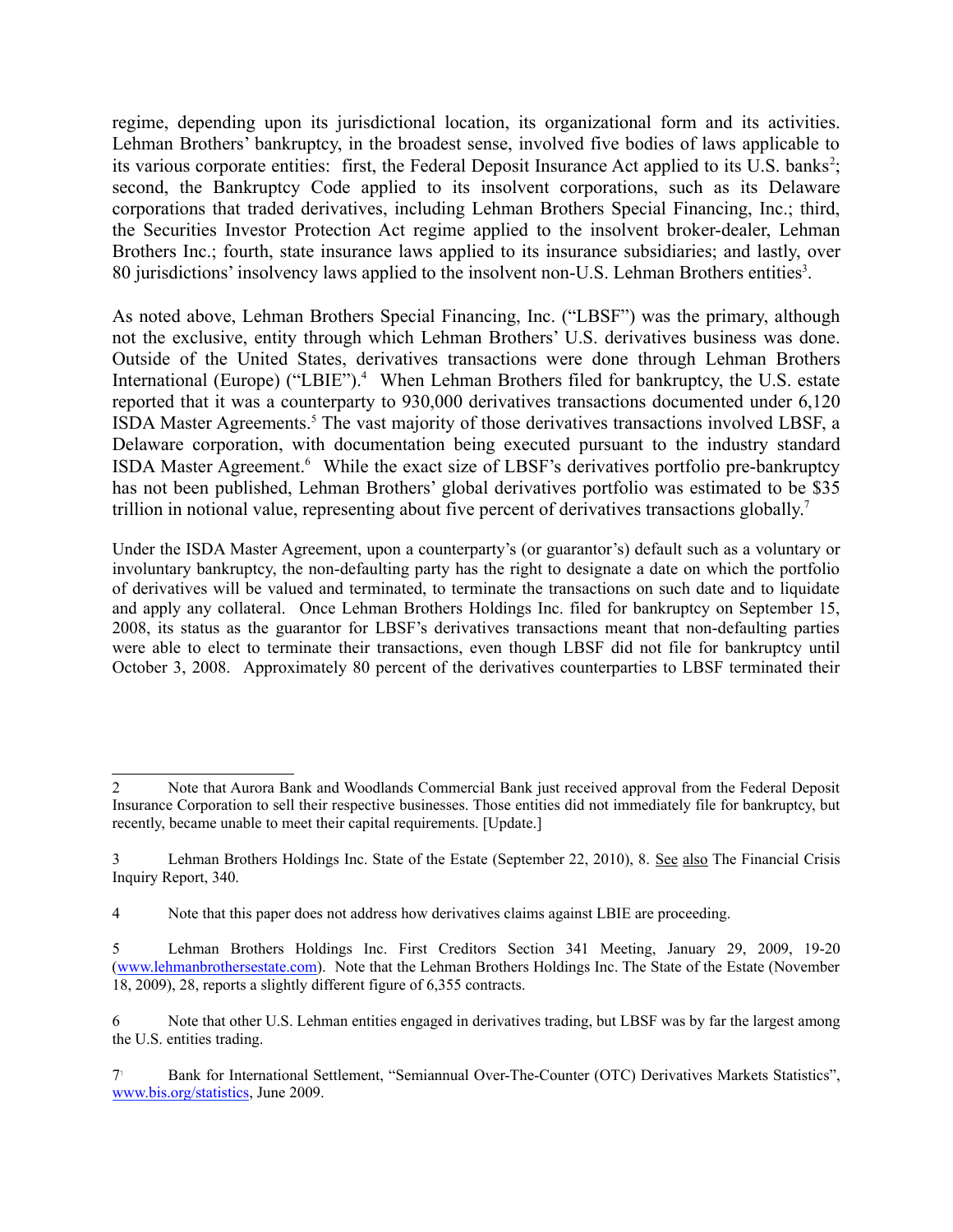regime, depending upon its jurisdictional location, its organizational form and its activities. Lehman Brothers' bankruptcy, in the broadest sense, involved five bodies of laws applicable to its various corporate entities: first, the Federal Deposit Insurance Act applied to its U.S. banks[2]; second, the Bankruptcy Code applied to its insolvent corporations, such as its Delaware corporations that traded derivatives, including Lehman Brothers Special Financing, Inc.; third, the Securities Investor Protection Act regime applied to the insolvent broker-dealer, Lehman Brothers Inc.; fourth, state insurance laws applied to its insurance subsidiaries; and lastly, over 80 jurisdictions' insolvency laws applied to the insolvent non-U.S. Lehman Brothers entities[3].

As noted above, Lehman Brothers Special Financing, Inc. ("LBSF") was the primary, although not the exclusive, entity through which Lehman Brothers' U.S. derivatives business was done. Outside of the United States, derivatives transactions were done through Lehman Brothers International (Europe) ("LBIE").[4] When Lehman Brothers filed for bankruptcy, the U.S. estate reported that it was a counterparty to 930,000 derivatives transactions documented under 6,120 ISDA Master Agreements.[5] The vast majority of those derivatives transactions involved LBSF, a Delaware corporation, with documentation being executed pursuant to the industry standard ISDA Master Agreement.[6] While the exact size of LBSF's derivatives portfolio pre-bankruptcy has not been published, Lehman Brothers' global derivatives portfolio was estimated to be $35 trillion in notional value, representing about five percent of derivatives transactions globally.[7]

Under the ISDA Master Agreement, upon a counterparty's (or guarantor's) default such as a voluntary or involuntary bankruptcy, the non-defaulting party has the right to designate a date on which the portfolio of derivatives will be valued and terminated, to terminate the transactions on such date and to liquidate and apply any collateral. Once Lehman Brothers Holdings Inc. filed for bankruptcy on September 15, 2008, its status as the guarantor for LBSF's derivatives transactions meant that non-defaulting parties were able to elect to terminate their transactions, even though LBSF did not file for bankruptcy until October 3, 2008. Approximately 80 percent of the derivatives counterparties to LBSF terminated their

---

2 Note that Aurora Bank and Woodlands Commercial Bank just received approval from the Federal Deposit Insurance Corporation to sell their respective businesses. Those entities did not immediately file for bankruptcy, but recently, became unable to meet their capital requirements. [Update.]

3 Lehman Brothers Holdings Inc. State of the Estate (September 22, 2010), 8. See also The Financial Crisis Inquiry Report, 340.

4 Note that this paper does not address how derivatives claims against LBIE are proceeding.

5 Lehman Brothers Holdings Inc. First Creditors Section 341 Meeting, January 29, 2009, 19-20 (www.lehmanbrothersestate.com). Note that the Lehman Brothers Holdings Inc. The State of the Estate (November 18, 2009), 28, reports a slightly different figure of 6,355 contracts.

6 Note that other U.S. Lehman entities engaged in derivatives trading, but LBSF was by far the largest among the U.S. entities trading.

7 Bank for International Settlement, "Semiannual Over-The-Counter (OTC) Derivatives Markets Statistics", www.bis.org/statistics, June 2009.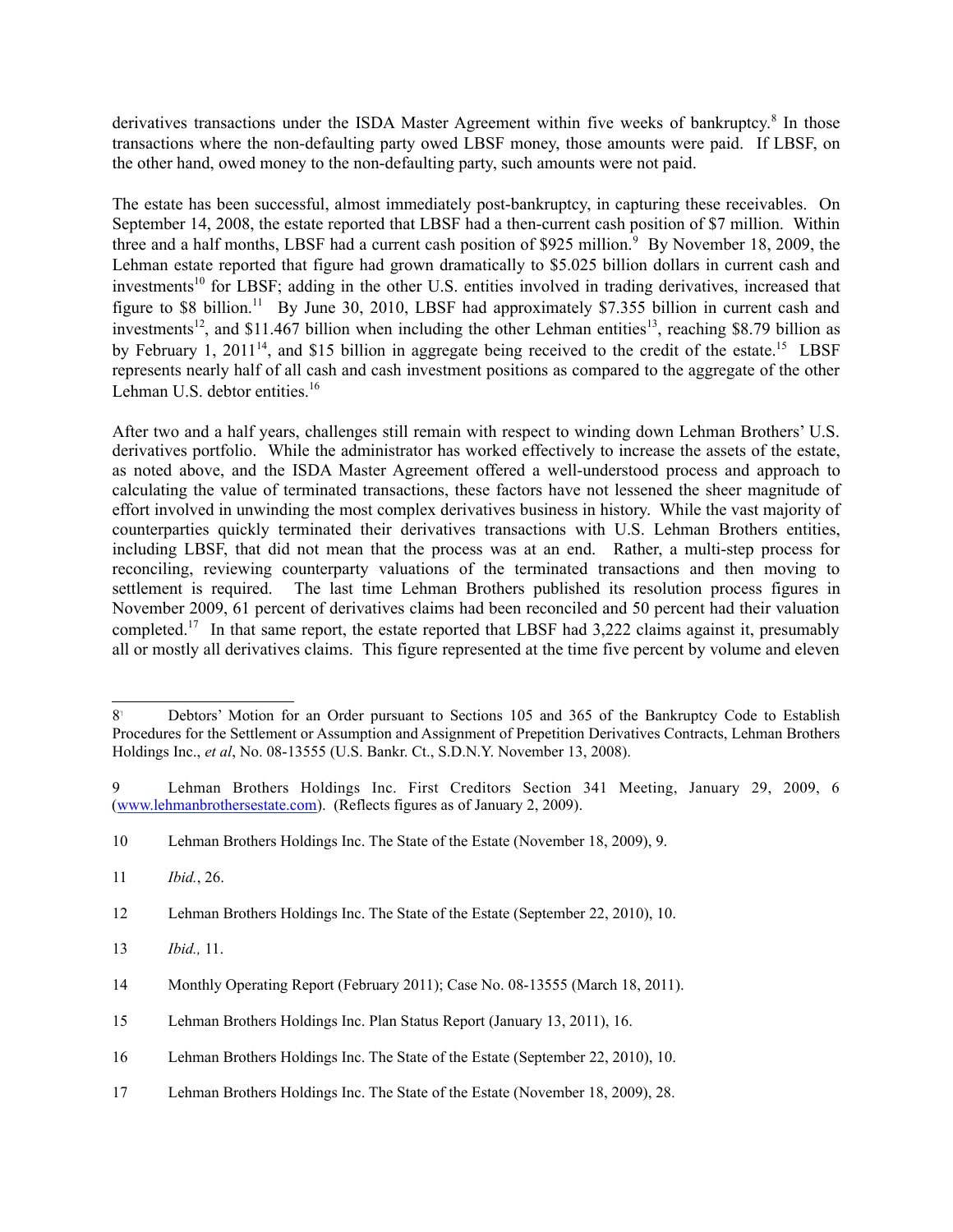derivatives transactions under the ISDA Master Agreement within five weeks of bankruptcy.[8] In those transactions where the non-defaulting party owed LBSF money, those amounts were paid. If LBSF, on the other hand, owed money to the non-defaulting party, such amounts were not paid.

The estate has been successful, almost immediately post-bankruptcy, in capturing these receivables. On September 14, 2008, the estate reported that LBSF had a then-current cash position of $7 million. Within three and a half months, LBSF had a current cash position of $925 million.[9] By November 18, 2009, the Lehman estate reported that figure had grown dramatically to $5.025 billion dollars in current cash and investments[10] for LBSF; adding in the other U.S. entities involved in trading derivatives, increased that figure to $8 billion.[11] By June 30, 2010, LBSF had approximately $7.355 billion in current cash and investments[12], and $11.467 billion when including the other Lehman entities[13], reaching $8.79 billion as by February 1, 2011[14], and $15 billion in aggregate being received to the credit of the estate.[15] LBSF represents nearly half of all cash and cash investment positions as compared to the aggregate of the other Lehman U.S. debtor entities.[16]

After two and a half years, challenges still remain with respect to winding down Lehman Brothers' U.S. derivatives portfolio. While the administrator has worked effectively to increase the assets of the estate, as noted above, and the ISDA Master Agreement offered a well-understood process and approach to calculating the value of terminated transactions, these factors have not lessened the sheer magnitude of effort involved in unwinding the most complex derivatives business in history. While the vast majority of counterparties quickly terminated their derivatives transactions with U.S. Lehman Brothers entities, including LBSF, that did not mean that the process was at an end. Rather, a multi-step process for reconciling, reviewing counterparty valuations of the terminated transactions and then moving to settlement is required. The last time Lehman Brothers published its resolution process figures in November 2009, 61 percent of derivatives claims had been reconciled and 50 percent had their valuation completed.[17] In that same report, the estate reported that LBSF had 3,222 claims against it, presumably all or mostly all derivatives claims. This figure represented at the time five percent by volume and eleven

---

8 Debtors' Motion for an Order pursuant to Sections 105 and 365 of the Bankruptcy Code to Establish Procedures for the Settlement or Assumption and Assignment of Prepetition Derivatives Contracts, Lehman Brothers Holdings Inc., *et al*, No. 08-13555 (U.S. Bankr. Ct., S.D.N.Y. November 13, 2008).

9 Lehman Brothers Holdings Inc. First Creditors Section 341 Meeting, January 29, 2009, 6 (www.lehmanbrothersestate.com). (Reflects figures as of January 2, 2009).

10 Lehman Brothers Holdings Inc. The State of the Estate (November 18, 2009), 9.

11 *Ibid.*, 26.

12 Lehman Brothers Holdings Inc. The State of the Estate (September 22, 2010), 10.

13 *Ibid.,* 11.

14 Monthly Operating Report (February 2011); Case No. 08-13555 (March 18, 2011).

15 Lehman Brothers Holdings Inc. Plan Status Report (January 13, 2011), 16.

16 Lehman Brothers Holdings Inc. The State of the Estate (September 22, 2010), 10.

17 Lehman Brothers Holdings Inc. The State of the Estate (November 18, 2009), 28.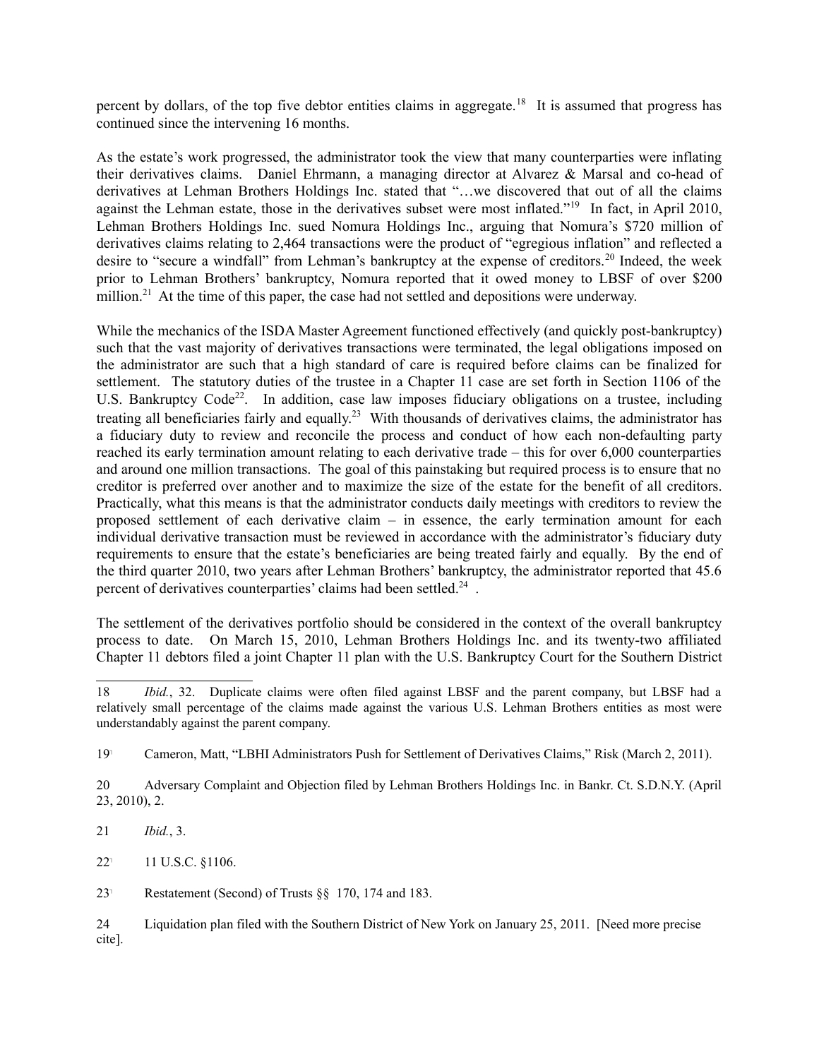percent by dollars, of the top five debtor entities claims in aggregate.[18] It is assumed that progress has continued since the intervening 16 months.

As the estate's work progressed, the administrator took the view that many counterparties were inflating their derivatives claims. Daniel Ehrmann, a managing director at Alvarez & Marsal and co-head of derivatives at Lehman Brothers Holdings Inc. stated that "…we discovered that out of all the claims against the Lehman estate, those in the derivatives subset were most inflated."[19] In fact, in April 2010, Lehman Brothers Holdings Inc. sued Nomura Holdings Inc., arguing that Nomura's $720 million of derivatives claims relating to 2,464 transactions were the product of "egregious inflation" and reflected a desire to "secure a windfall" from Lehman's bankruptcy at the expense of creditors.[20] Indeed, the week prior to Lehman Brothers' bankruptcy, Nomura reported that it owed money to LBSF of over $200 million.[21] At the time of this paper, the case had not settled and depositions were underway.

While the mechanics of the ISDA Master Agreement functioned effectively (and quickly post-bankruptcy) such that the vast majority of derivatives transactions were terminated, the legal obligations imposed on the administrator are such that a high standard of care is required before claims can be finalized for settlement. The statutory duties of the trustee in a Chapter 11 case are set forth in Section 1106 of the U.S. Bankruptcy Code[22]. In addition, case law imposes fiduciary obligations on a trustee, including treating all beneficiaries fairly and equally.[23] With thousands of derivatives claims, the administrator has a fiduciary duty to review and reconcile the process and conduct of how each non-defaulting party reached its early termination amount relating to each derivative trade – this for over 6,000 counterparties and around one million transactions. The goal of this painstaking but required process is to ensure that no creditor is preferred over another and to maximize the size of the estate for the benefit of all creditors. Practically, what this means is that the administrator conducts daily meetings with creditors to review the proposed settlement of each derivative claim – in essence, the early termination amount for each individual derivative transaction must be reviewed in accordance with the administrator's fiduciary duty requirements to ensure that the estate's beneficiaries are being treated fairly and equally. By the end of the third quarter 2010, two years after Lehman Brothers' bankruptcy, the administrator reported that 45.6 percent of derivatives counterparties' claims had been settled.[24] .

The settlement of the derivatives portfolio should be considered in the context of the overall bankruptcy process to date. On March 15, 2010, Lehman Brothers Holdings Inc. and its twenty-two affiliated Chapter 11 debtors filed a joint Chapter 11 plan with the U.S. Bankruptcy Court for the Southern District

---

18 *Ibid.*, 32. Duplicate claims were often filed against LBSF and the parent company, but LBSF had a relatively small percentage of the claims made against the various U.S. Lehman Brothers entities as most were understandably against the parent company.

19 Cameron, Matt, "LBHI Administrators Push for Settlement of Derivatives Claims," Risk (March 2, 2011).

20 Adversary Complaint and Objection filed by Lehman Brothers Holdings Inc. in Bankr. Ct. S.D.N.Y. (April 23, 2010), 2.

21 *Ibid.*, 3.

22 11 U.S.C. §1106.

23 Restatement (Second) of Trusts §§ 170, 174 and 183.

24 Liquidation plan filed with the Southern District of New York on January 25, 2011. [Need more precise cite].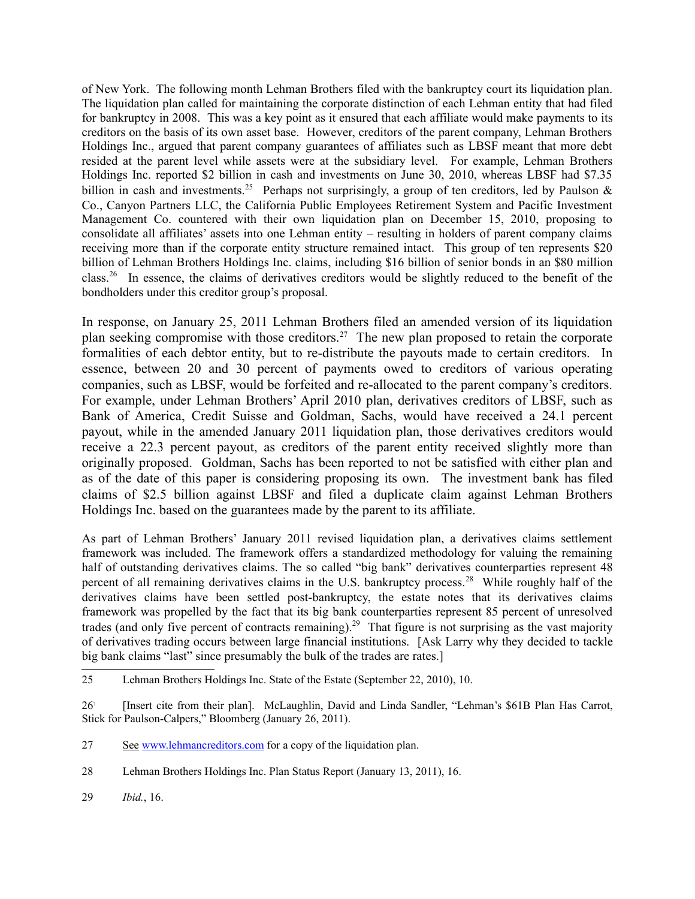of New York. The following month Lehman Brothers filed with the bankruptcy court its liquidation plan. The liquidation plan called for maintaining the corporate distinction of each Lehman entity that had filed for bankruptcy in 2008. This was a key point as it ensured that each affiliate would make payments to its creditors on the basis of its own asset base. However, creditors of the parent company, Lehman Brothers Holdings Inc., argued that parent company guarantees of affiliates such as LBSF meant that more debt resided at the parent level while assets were at the subsidiary level. For example, Lehman Brothers Holdings Inc. reported $2 billion in cash and investments on June 30, 2010, whereas LBSF had $7.35 billion in cash and investments.[25] Perhaps not surprisingly, a group of ten creditors, led by Paulson & Co., Canyon Partners LLC, the California Public Employees Retirement System and Pacific Investment Management Co. countered with their own liquidation plan on December 15, 2010, proposing to consolidate all affiliates' assets into one Lehman entity – resulting in holders of parent company claims receiving more than if the corporate entity structure remained intact. This group of ten represents $20 billion of Lehman Brothers Holdings Inc. claims, including $16 billion of senior bonds in an $80 million class.[26] In essence, the claims of derivatives creditors would be slightly reduced to the benefit of the bondholders under this creditor group's proposal.

In response, on January 25, 2011 Lehman Brothers filed an amended version of its liquidation plan seeking compromise with those creditors.[27] The new plan proposed to retain the corporate formalities of each debtor entity, but to re-distribute the payouts made to certain creditors. In essence, between 20 and 30 percent of payments owed to creditors of various operating companies, such as LBSF, would be forfeited and re-allocated to the parent company's creditors. For example, under Lehman Brothers' April 2010 plan, derivatives creditors of LBSF, such as Bank of America, Credit Suisse and Goldman, Sachs, would have received a 24.1 percent payout, while in the amended January 2011 liquidation plan, those derivatives creditors would receive a 22.3 percent payout, as creditors of the parent entity received slightly more than originally proposed. Goldman, Sachs has been reported to not be satisfied with either plan and as of the date of this paper is considering proposing its own. The investment bank has filed claims of $2.5 billion against LBSF and filed a duplicate claim against Lehman Brothers Holdings Inc. based on the guarantees made by the parent to its affiliate.

As part of Lehman Brothers' January 2011 revised liquidation plan, a derivatives claims settlement framework was included. The framework offers a standardized methodology for valuing the remaining half of outstanding derivatives claims. The so called "big bank" derivatives counterparties represent 48 percent of all remaining derivatives claims in the U.S. bankruptcy process.[28] While roughly half of the derivatives claims have been settled post-bankruptcy, the estate notes that its derivatives claims framework was propelled by the fact that its big bank counterparties represent 85 percent of unresolved trades (and only five percent of contracts remaining).[29] That figure is not surprising as the vast majority of derivatives trading occurs between large financial institutions. [Ask Larry why they decided to tackle big bank claims "last" since presumably the bulk of the trades are rates.]

---

25 Lehman Brothers Holdings Inc. State of the Estate (September 22, 2010), 10.

26 [Insert cite from their plan]. McLaughlin, David and Linda Sandler, "Lehman's $61B Plan Has Carrot, Stick for Paulson-Calpers," Bloomberg (January 26, 2011).

27 See www.lehmancreditors.com for a copy of the liquidation plan.

28 Lehman Brothers Holdings Inc. Plan Status Report (January 13, 2011), 16.

29 *Ibid.*, 16.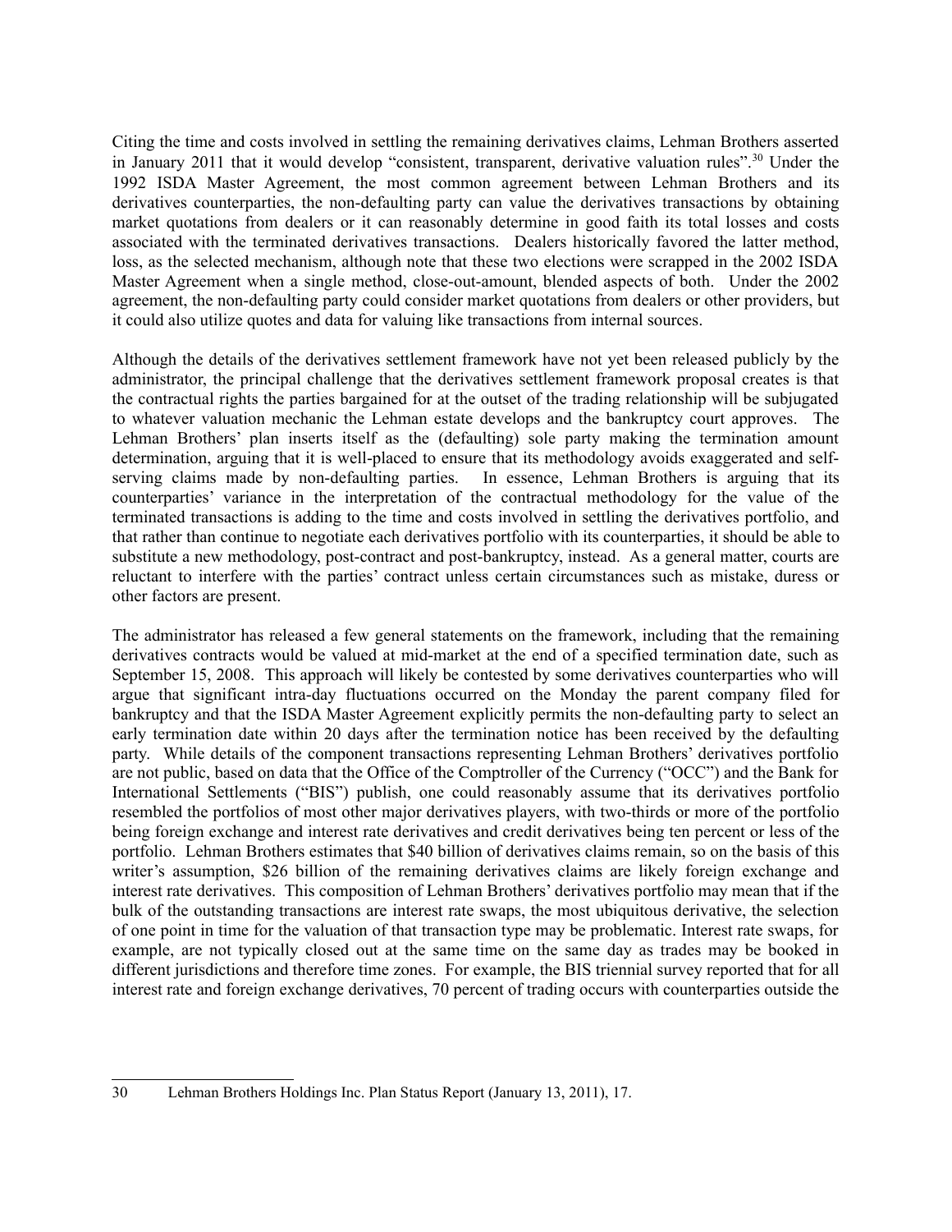Citing the time and costs involved in settling the remaining derivatives claims, Lehman Brothers asserted in January 2011 that it would develop "consistent, transparent, derivative valuation rules".[30] Under the 1992 ISDA Master Agreement, the most common agreement between Lehman Brothers and its derivatives counterparties, the non-defaulting party can value the derivatives transactions by obtaining market quotations from dealers or it can reasonably determine in good faith its total losses and costs associated with the terminated derivatives transactions. Dealers historically favored the latter method, loss, as the selected mechanism, although note that these two elections were scrapped in the 2002 ISDA Master Agreement when a single method, close-out-amount, blended aspects of both. Under the 2002 agreement, the non-defaulting party could consider market quotations from dealers or other providers, but it could also utilize quotes and data for valuing like transactions from internal sources.

Although the details of the derivatives settlement framework have not yet been released publicly by the administrator, the principal challenge that the derivatives settlement framework proposal creates is that the contractual rights the parties bargained for at the outset of the trading relationship will be subjugated to whatever valuation mechanic the Lehman estate develops and the bankruptcy court approves. The Lehman Brothers' plan inserts itself as the (defaulting) sole party making the termination amount determination, arguing that it is well-placed to ensure that its methodology avoids exaggerated and self-serving claims made by non-defaulting parties. In essence, Lehman Brothers is arguing that its counterparties' variance in the interpretation of the contractual methodology for the value of the terminated transactions is adding to the time and costs involved in settling the derivatives portfolio, and that rather than continue to negotiate each derivatives portfolio with its counterparties, it should be able to substitute a new methodology, post-contract and post-bankruptcy, instead. As a general matter, courts are reluctant to interfere with the parties' contract unless certain circumstances such as mistake, duress or other factors are present.

The administrator has released a few general statements on the framework, including that the remaining derivatives contracts would be valued at mid-market at the end of a specified termination date, such as September 15, 2008. This approach will likely be contested by some derivatives counterparties who will argue that significant intra-day fluctuations occurred on the Monday the parent company filed for bankruptcy and that the ISDA Master Agreement explicitly permits the non-defaulting party to select an early termination date within 20 days after the termination notice has been received by the defaulting party. While details of the component transactions representing Lehman Brothers' derivatives portfolio are not public, based on data that the Office of the Comptroller of the Currency ("OCC") and the Bank for International Settlements ("BIS") publish, one could reasonably assume that its derivatives portfolio resembled the portfolios of most other major derivatives players, with two-thirds or more of the portfolio being foreign exchange and interest rate derivatives and credit derivatives being ten percent or less of the portfolio. Lehman Brothers estimates that $40 billion of derivatives claims remain, so on the basis of this writer's assumption, $26 billion of the remaining derivatives claims are likely foreign exchange and interest rate derivatives. This composition of Lehman Brothers' derivatives portfolio may mean that if the bulk of the outstanding transactions are interest rate swaps, the most ubiquitous derivative, the selection of one point in time for the valuation of that transaction type may be problematic. Interest rate swaps, for example, are not typically closed out at the same time on the same day as trades may be booked in different jurisdictions and therefore time zones. For example, the BIS triennial survey reported that for all interest rate and foreign exchange derivatives, 70 percent of trading occurs with counterparties outside the

---

30 Lehman Brothers Holdings Inc. Plan Status Report (January 13, 2011), 17.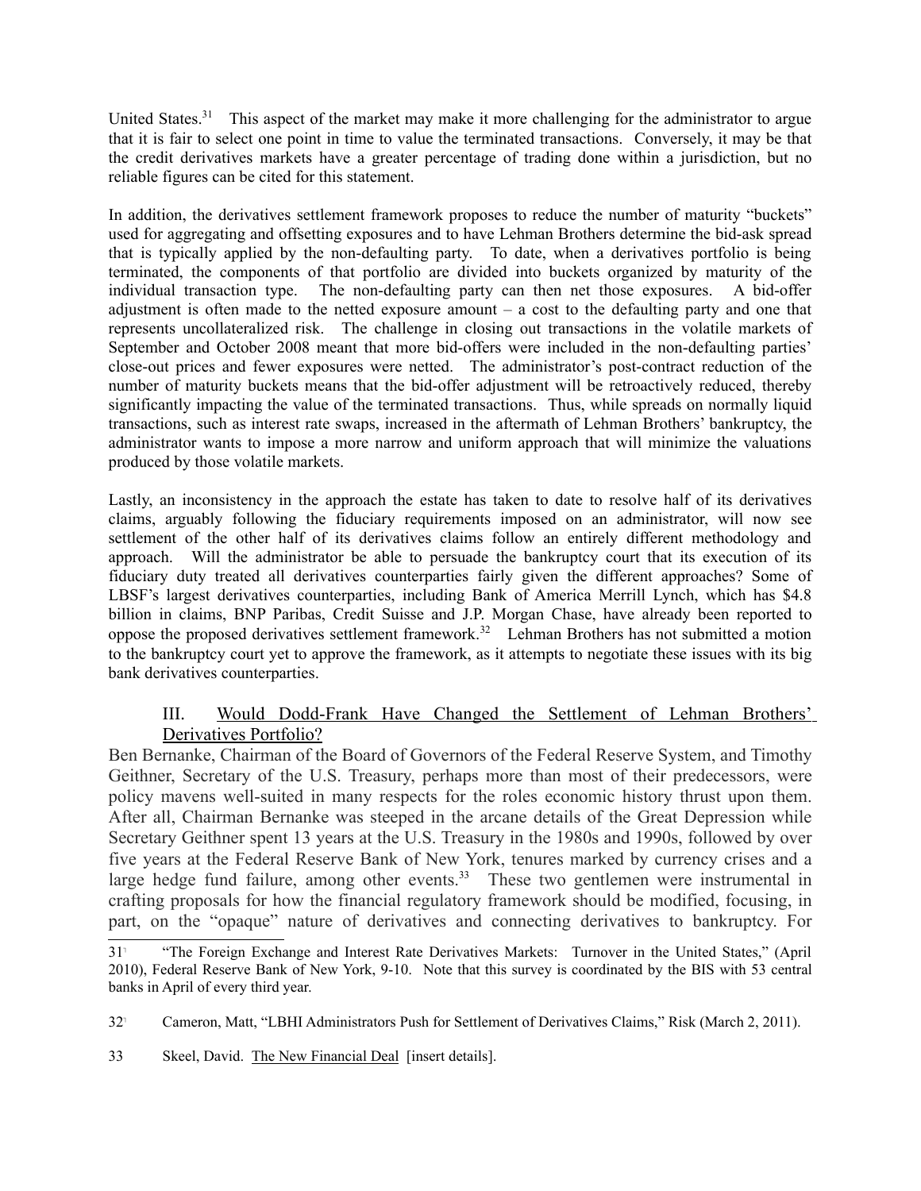United States.[31] This aspect of the market may make it more challenging for the administrator to argue that it is fair to select one point in time to value the terminated transactions. Conversely, it may be that the credit derivatives markets have a greater percentage of trading done within a jurisdiction, but no reliable figures can be cited for this statement.

In addition, the derivatives settlement framework proposes to reduce the number of maturity "buckets" used for aggregating and offsetting exposures and to have Lehman Brothers determine the bid-ask spread that is typically applied by the non-defaulting party. To date, when a derivatives portfolio is being terminated, the components of that portfolio are divided into buckets organized by maturity of the individual transaction type. The non-defaulting party can then net those exposures. A bid-offer adjustment is often made to the netted exposure amount – a cost to the defaulting party and one that represents uncollateralized risk. The challenge in closing out transactions in the volatile markets of September and October 2008 meant that more bid-offers were included in the non-defaulting parties' close-out prices and fewer exposures were netted. The administrator's post-contract reduction of the number of maturity buckets means that the bid-offer adjustment will be retroactively reduced, thereby significantly impacting the value of the terminated transactions. Thus, while spreads on normally liquid transactions, such as interest rate swaps, increased in the aftermath of Lehman Brothers' bankruptcy, the administrator wants to impose a more narrow and uniform approach that will minimize the valuations produced by those volatile markets.

Lastly, an inconsistency in the approach the estate has taken to date to resolve half of its derivatives claims, arguably following the fiduciary requirements imposed on an administrator, will now see settlement of the other half of its derivatives claims follow an entirely different methodology and approach. Will the administrator be able to persuade the bankruptcy court that its execution of its fiduciary duty treated all derivatives counterparties fairly given the different approaches? Some of LBSF's largest derivatives counterparties, including Bank of America Merrill Lynch, which has $4.8 billion in claims, BNP Paribas, Credit Suisse and J.P. Morgan Chase, have already been reported to oppose the proposed derivatives settlement framework.[32] Lehman Brothers has not submitted a motion to the bankruptcy court yet to approve the framework, as it attempts to negotiate these issues with its big bank derivatives counterparties.

## III. Would Dodd-Frank Have Changed the Settlement of Lehman Brothers' Derivatives Portfolio?

Ben Bernanke, Chairman of the Board of Governors of the Federal Reserve System, and Timothy Geithner, Secretary of the U.S. Treasury, perhaps more than most of their predecessors, were policy mavens well-suited in many respects for the roles economic history thrust upon them. After all, Chairman Bernanke was steeped in the arcane details of the Great Depression while Secretary Geithner spent 13 years at the U.S. Treasury in the 1980s and 1990s, followed by over five years at the Federal Reserve Bank of New York, tenures marked by currency crises and a large hedge fund failure, among other events.[33] These two gentlemen were instrumental in crafting proposals for how the financial regulatory framework should be modified, focusing, in part, on the "opaque" nature of derivatives and connecting derivatives to bankruptcy. For

---

31 "The Foreign Exchange and Interest Rate Derivatives Markets: Turnover in the United States," (April 2010), Federal Reserve Bank of New York, 9-10. Note that this survey is coordinated by the BIS with 53 central banks in April of every third year.

32 Cameron, Matt, "LBHI Administrators Push for Settlement of Derivatives Claims," Risk (March 2, 2011).

33 Skeel, David. The New Financial Deal [insert details].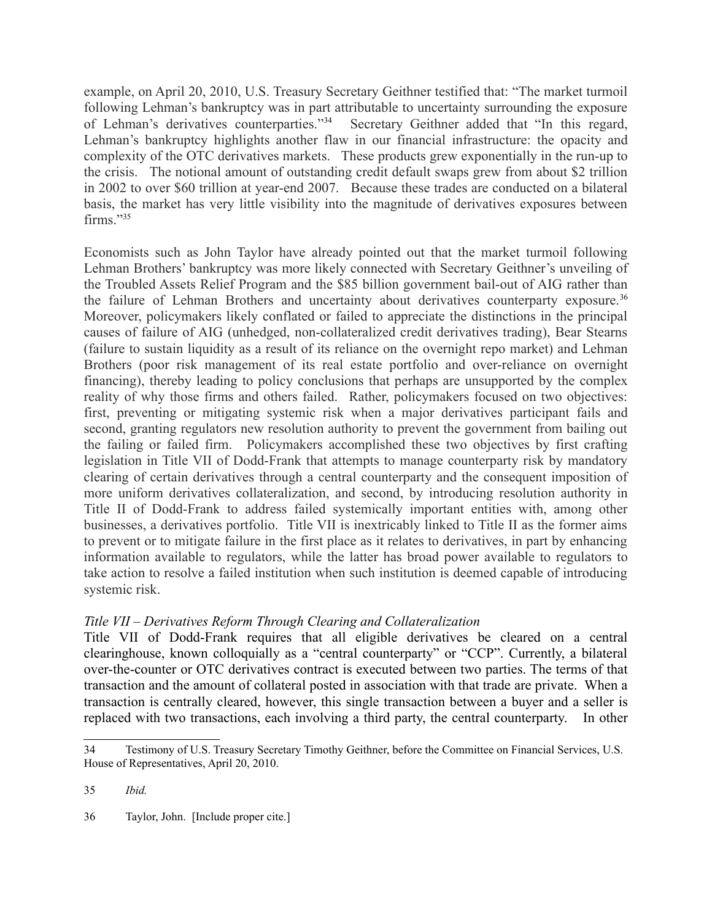example, on April 20, 2010, U.S. Treasury Secretary Geithner testified that: "The market turmoil following Lehman's bankruptcy was in part attributable to uncertainty surrounding the exposure of Lehman's derivatives counterparties."[34] Secretary Geithner added that "In this regard, Lehman's bankruptcy highlights another flaw in our financial infrastructure: the opacity and complexity of the OTC derivatives markets. These products grew exponentially in the run-up to the crisis. The notional amount of outstanding credit default swaps grew from about $2 trillion in 2002 to over $60 trillion at year-end 2007. Because these trades are conducted on a bilateral basis, the market has very little visibility into the magnitude of derivatives exposures between firms."[35]

Economists such as John Taylor have already pointed out that the market turmoil following Lehman Brothers' bankruptcy was more likely connected with Secretary Geithner's unveiling of the Troubled Assets Relief Program and the $85 billion government bail-out of AIG rather than the failure of Lehman Brothers and uncertainty about derivatives counterparty exposure.[36] Moreover, policymakers likely conflated or failed to appreciate the distinctions in the principal causes of failure of AIG (unhedged, non-collateralized credit derivatives trading), Bear Stearns (failure to sustain liquidity as a result of its reliance on the overnight repo market) and Lehman Brothers (poor risk management of its real estate portfolio and over-reliance on overnight financing), thereby leading to policy conclusions that perhaps are unsupported by the complex reality of why those firms and others failed. Rather, policymakers focused on two objectives: first, preventing or mitigating systemic risk when a major derivatives participant fails and second, granting regulators new resolution authority to prevent the government from bailing out the failing or failed firm. Policymakers accomplished these two objectives by first crafting legislation in Title VII of Dodd-Frank that attempts to manage counterparty risk by mandatory clearing of certain derivatives through a central counterparty and the consequent imposition of more uniform derivatives collateralization, and second, by introducing resolution authority in Title II of Dodd-Frank to address failed systemically important entities with, among other businesses, a derivatives portfolio. Title VII is inextricably linked to Title II as the former aims to prevent or to mitigate failure in the first place as it relates to derivatives, in part by enhancing information available to regulators, while the latter has broad power available to regulators to take action to resolve a failed institution when such institution is deemed capable of introducing systemic risk.

*Title VII – Derivatives Reform Through Clearing and Collateralization*

Title VII of Dodd-Frank requires that all eligible derivatives be cleared on a central clearinghouse, known colloquially as a "central counterparty" or "CCP". Currently, a bilateral over-the-counter or OTC derivatives contract is executed between two parties. The terms of that transaction and the amount of collateral posted in association with that trade are private. When a transaction is centrally cleared, however, this single transaction between a buyer and a seller is replaced with two transactions, each involving a third party, the central counterparty. In other

---

34 Testimony of U.S. Treasury Secretary Timothy Geithner, before the Committee on Financial Services, U.S. House of Representatives, April 20, 2010.

35 *Ibid.*

36 Taylor, John. [Include proper cite.]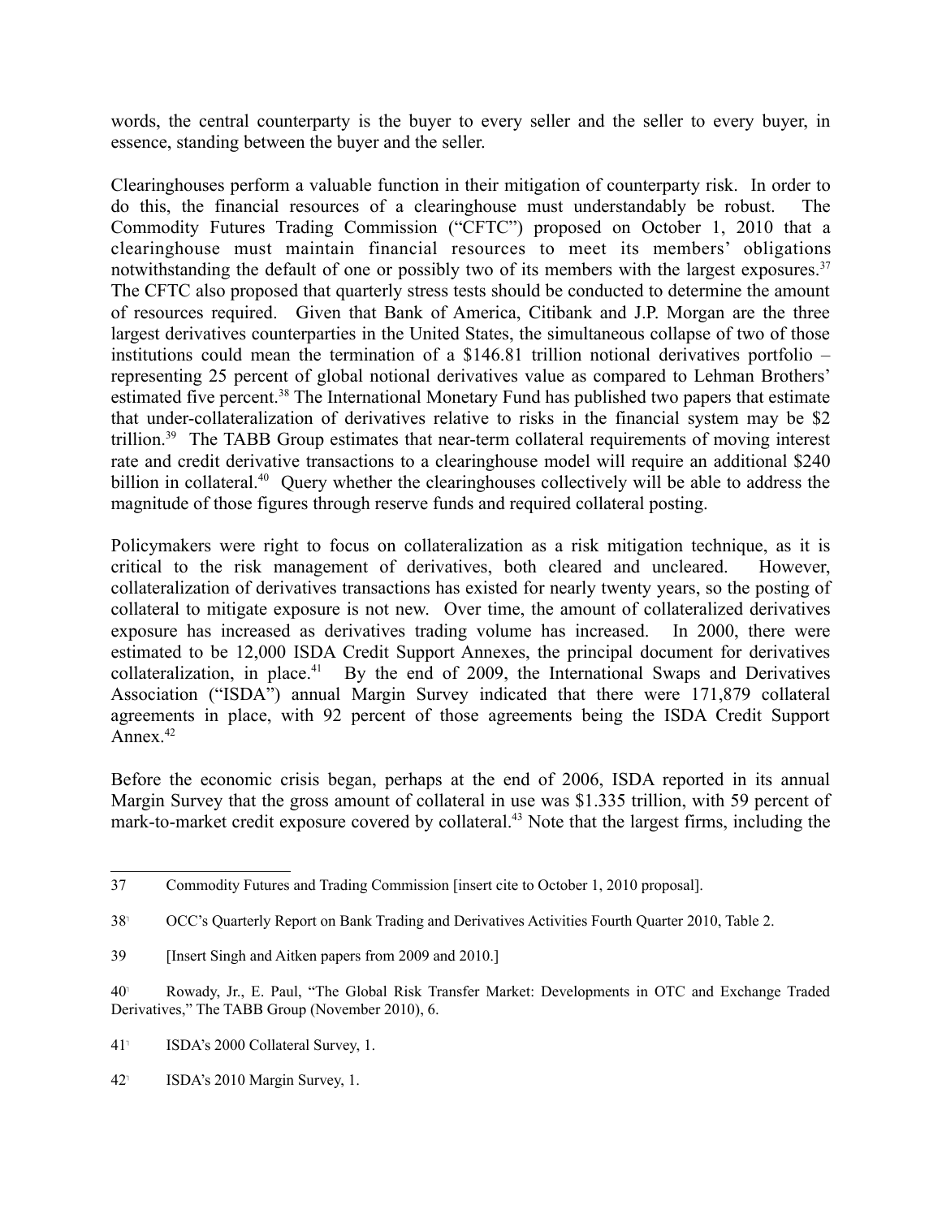words, the central counterparty is the buyer to every seller and the seller to every buyer, in essence, standing between the buyer and the seller.

Clearinghouses perform a valuable function in their mitigation of counterparty risk. In order to do this, the financial resources of a clearinghouse must understandably be robust. The Commodity Futures Trading Commission ("CFTC") proposed on October 1, 2010 that a clearinghouse must maintain financial resources to meet its members' obligations notwithstanding the default of one or possibly two of its members with the largest exposures.[37] The CFTC also proposed that quarterly stress tests should be conducted to determine the amount of resources required. Given that Bank of America, Citibank and J.P. Morgan are the three largest derivatives counterparties in the United States, the simultaneous collapse of two of those institutions could mean the termination of a $146.81 trillion notional derivatives portfolio – representing 25 percent of global notional derivatives value as compared to Lehman Brothers' estimated five percent.[38] The International Monetary Fund has published two papers that estimate that under-collateralization of derivatives relative to risks in the financial system may be $2 trillion.[39] The TABB Group estimates that near-term collateral requirements of moving interest rate and credit derivative transactions to a clearinghouse model will require an additional $240 billion in collateral.[40] Query whether the clearinghouses collectively will be able to address the magnitude of those figures through reserve funds and required collateral posting.

Policymakers were right to focus on collateralization as a risk mitigation technique, as it is critical to the risk management of derivatives, both cleared and uncleared. However, collateralization of derivatives transactions has existed for nearly twenty years, so the posting of collateral to mitigate exposure is not new. Over time, the amount of collateralized derivatives exposure has increased as derivatives trading volume has increased. In 2000, there were estimated to be 12,000 ISDA Credit Support Annexes, the principal document for derivatives collateralization, in place.[41] By the end of 2009, the International Swaps and Derivatives Association ("ISDA") annual Margin Survey indicated that there were 171,879 collateral agreements in place, with 92 percent of those agreements being the ISDA Credit Support Annex.[42]

Before the economic crisis began, perhaps at the end of 2006, ISDA reported in its annual Margin Survey that the gross amount of collateral in use was $1.335 trillion, with 59 percent of mark-to-market credit exposure covered by collateral.[43] Note that the largest firms, including the

---

37 Commodity Futures and Trading Commission [insert cite to October 1, 2010 proposal].

38 OCC's Quarterly Report on Bank Trading and Derivatives Activities Fourth Quarter 2010, Table 2.

39 [Insert Singh and Aitken papers from 2009 and 2010.]

40 Rowady, Jr., E. Paul, "The Global Risk Transfer Market: Developments in OTC and Exchange Traded Derivatives," The TABB Group (November 2010), 6.

41 ISDA's 2000 Collateral Survey, 1.

42 ISDA's 2010 Margin Survey, 1.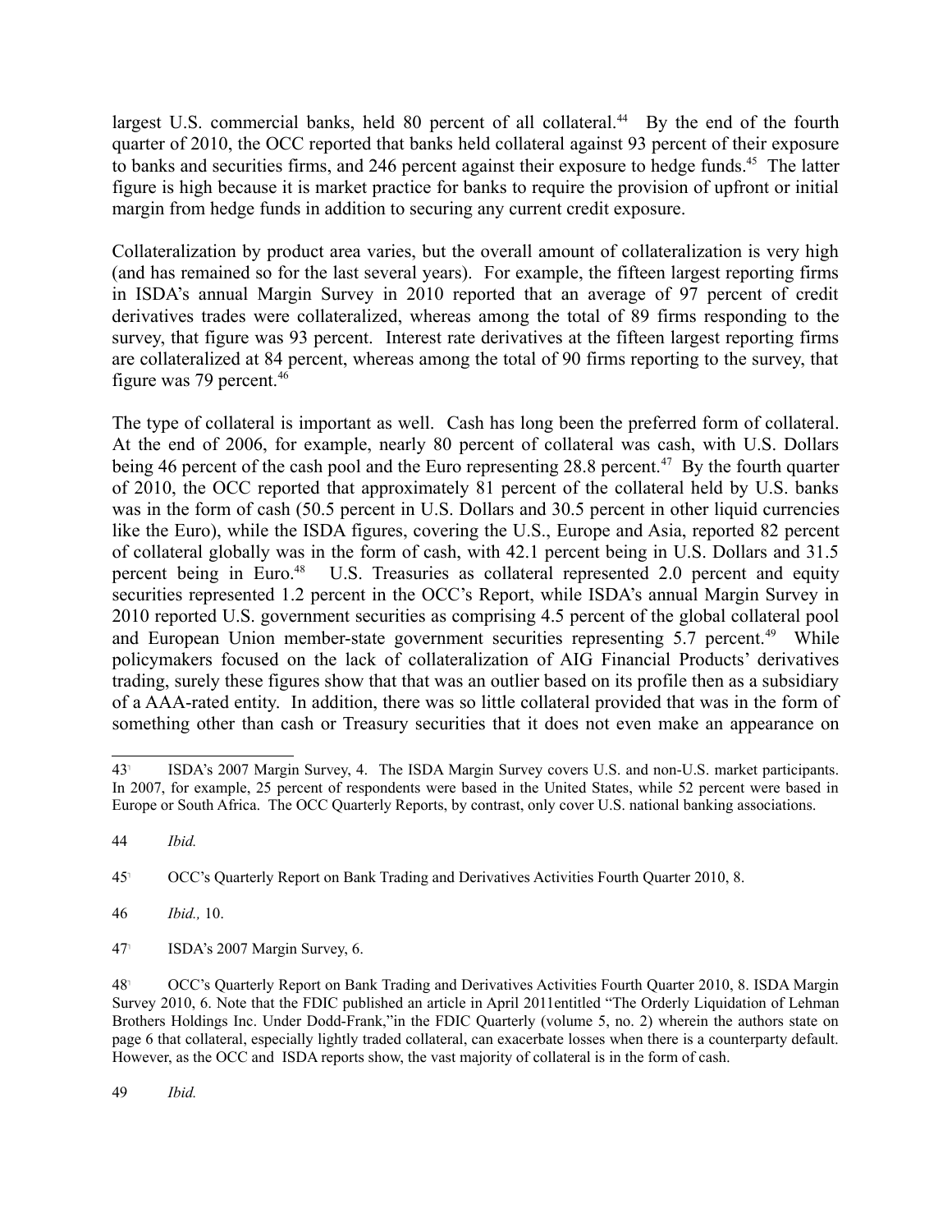largest U.S. commercial banks, held 80 percent of all collateral.[44] By the end of the fourth quarter of 2010, the OCC reported that banks held collateral against 93 percent of their exposure to banks and securities firms, and 246 percent against their exposure to hedge funds.[45] The latter figure is high because it is market practice for banks to require the provision of upfront or initial margin from hedge funds in addition to securing any current credit exposure.

Collateralization by product area varies, but the overall amount of collateralization is very high (and has remained so for the last several years). For example, the fifteen largest reporting firms in ISDA's annual Margin Survey in 2010 reported that an average of 97 percent of credit derivatives trades were collateralized, whereas among the total of 89 firms responding to the survey, that figure was 93 percent. Interest rate derivatives at the fifteen largest reporting firms are collateralized at 84 percent, whereas among the total of 90 firms reporting to the survey, that figure was 79 percent.[46]

The type of collateral is important as well. Cash has long been the preferred form of collateral. At the end of 2006, for example, nearly 80 percent of collateral was cash, with U.S. Dollars being 46 percent of the cash pool and the Euro representing 28.8 percent.[47] By the fourth quarter of 2010, the OCC reported that approximately 81 percent of the collateral held by U.S. banks was in the form of cash (50.5 percent in U.S. Dollars and 30.5 percent in other liquid currencies like the Euro), while the ISDA figures, covering the U.S., Europe and Asia, reported 82 percent of collateral globally was in the form of cash, with 42.1 percent being in U.S. Dollars and 31.5 percent being in Euro.[48] U.S. Treasuries as collateral represented 2.0 percent and equity securities represented 1.2 percent in the OCC's Report, while ISDA's annual Margin Survey in 2010 reported U.S. government securities as comprising 4.5 percent of the global collateral pool and European Union member-state government securities representing 5.7 percent.[49] While policymakers focused on the lack of collateralization of AIG Financial Products' derivatives trading, surely these figures show that that was an outlier based on its profile then as a subsidiary of a AAA-rated entity. In addition, there was so little collateral provided that was in the form of something other than cash or Treasury securities that it does not even make an appearance on

---

43 ISDA's 2007 Margin Survey, 4. The ISDA Margin Survey covers U.S. and non-U.S. market participants. In 2007, for example, 25 percent of respondents were based in the United States, while 52 percent were based in Europe or South Africa. The OCC Quarterly Reports, by contrast, only cover U.S. national banking associations.

44 *Ibid.*

45 OCC's Quarterly Report on Bank Trading and Derivatives Activities Fourth Quarter 2010, 8.

46 *Ibid.,* 10.

47 ISDA's 2007 Margin Survey, 6.

48 OCC's Quarterly Report on Bank Trading and Derivatives Activities Fourth Quarter 2010, 8. ISDA Margin Survey 2010, 6. Note that the FDIC published an article in April 2011entitled "The Orderly Liquidation of Lehman Brothers Holdings Inc. Under Dodd-Frank,"in the FDIC Quarterly (volume 5, no. 2) wherein the authors state on page 6 that collateral, especially lightly traded collateral, can exacerbate losses when there is a counterparty default. However, as the OCC and ISDA reports show, the vast majority of collateral is in the form of cash.

49 *Ibid.*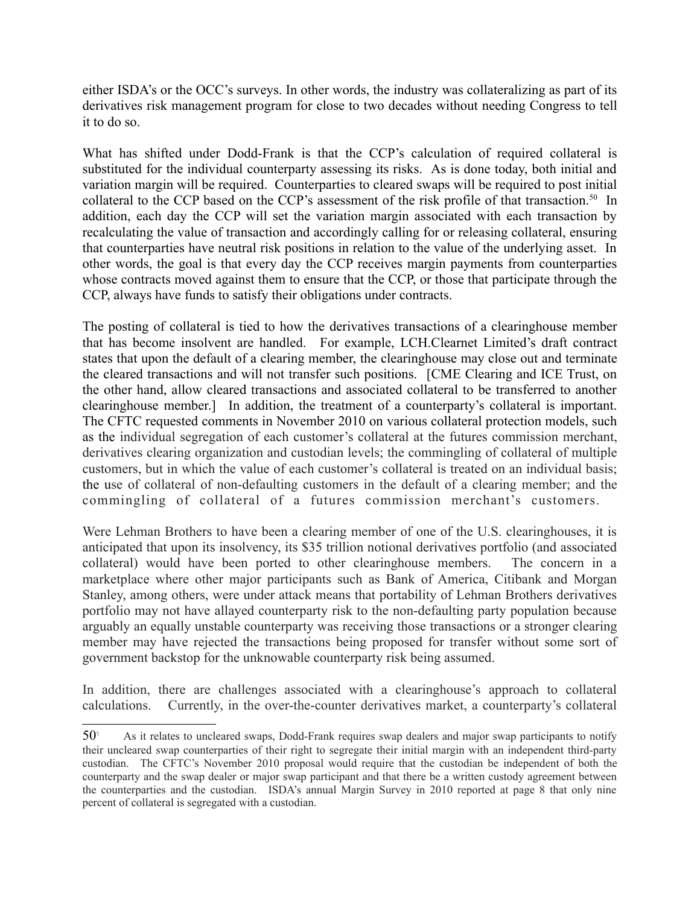either ISDA's or the OCC's surveys. In other words, the industry was collateralizing as part of its derivatives risk management program for close to two decades without needing Congress to tell it to do so.

What has shifted under Dodd-Frank is that the CCP's calculation of required collateral is substituted for the individual counterparty assessing its risks. As is done today, both initial and variation margin will be required. Counterparties to cleared swaps will be required to post initial collateral to the CCP based on the CCP's assessment of the risk profile of that transaction.[50] In addition, each day the CCP will set the variation margin associated with each transaction by recalculating the value of transaction and accordingly calling for or releasing collateral, ensuring that counterparties have neutral risk positions in relation to the value of the underlying asset. In other words, the goal is that every day the CCP receives margin payments from counterparties whose contracts moved against them to ensure that the CCP, or those that participate through the CCP, always have funds to satisfy their obligations under contracts.

The posting of collateral is tied to how the derivatives transactions of a clearinghouse member that has become insolvent are handled. For example, LCH.Clearnet Limited's draft contract states that upon the default of a clearing member, the clearinghouse may close out and terminate the cleared transactions and will not transfer such positions. [CME Clearing and ICE Trust, on the other hand, allow cleared transactions and associated collateral to be transferred to another clearinghouse member.] In addition, the treatment of a counterparty's collateral is important. The CFTC requested comments in November 2010 on various collateral protection models, such as the individual segregation of each customer's collateral at the futures commission merchant, derivatives clearing organization and custodian levels; the commingling of collateral of multiple customers, but in which the value of each customer's collateral is treated on an individual basis; the use of collateral of non-defaulting customers in the default of a clearing member; and the commingling of collateral of a futures commission merchant's customers.

Were Lehman Brothers to have been a clearing member of one of the U.S. clearinghouses, it is anticipated that upon its insolvency, its $35 trillion notional derivatives portfolio (and associated collateral) would have been ported to other clearinghouse members. The concern in a marketplace where other major participants such as Bank of America, Citibank and Morgan Stanley, among others, were under attack means that portability of Lehman Brothers derivatives portfolio may not have allayed counterparty risk to the non-defaulting party population because arguably an equally unstable counterparty was receiving those transactions or a stronger clearing member may have rejected the transactions being proposed for transfer without some sort of government backstop for the unknowable counterparty risk being assumed.

In addition, there are challenges associated with a clearinghouse's approach to collateral calculations. Currently, in the over-the-counter derivatives market, a counterparty's collateral

---

[50] As it relates to uncleared swaps, Dodd-Frank requires swap dealers and major swap participants to notify their uncleared swap counterparties of their right to segregate their initial margin with an independent third-party custodian. The CFTC's November 2010 proposal would require that the custodian be independent of both the counterparty and the swap dealer or major swap participant and that there be a written custody agreement between the counterparties and the custodian. ISDA's annual Margin Survey in 2010 reported at page 8 that only nine percent of collateral is segregated with a custodian.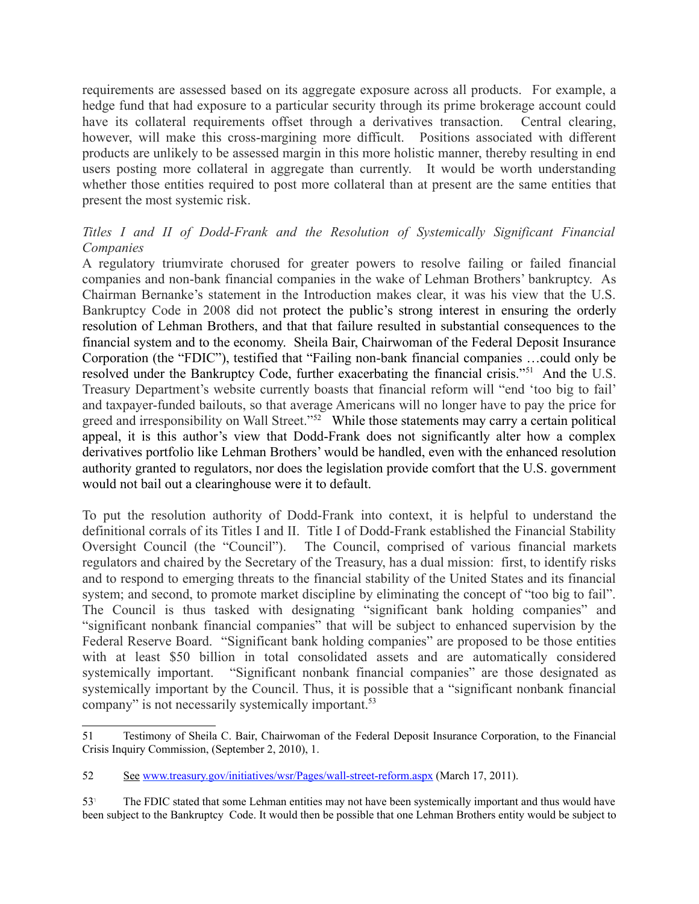requirements are assessed based on its aggregate exposure across all products. For example, a hedge fund that had exposure to a particular security through its prime brokerage account could have its collateral requirements offset through a derivatives transaction. Central clearing, however, will make this cross-margining more difficult. Positions associated with different products are unlikely to be assessed margin in this more holistic manner, thereby resulting in end users posting more collateral in aggregate than currently. It would be worth understanding whether those entities required to post more collateral than at present are the same entities that present the most systemic risk.

*Titles I and II of Dodd-Frank and the Resolution of Systemically Significant Financial Companies*

A regulatory triumvirate chorused for greater powers to resolve failing or failed financial companies and non-bank financial companies in the wake of Lehman Brothers' bankruptcy. As Chairman Bernanke's statement in the Introduction makes clear, it was his view that the U.S. Bankruptcy Code in 2008 did not protect the public's strong interest in ensuring the orderly resolution of Lehman Brothers, and that that failure resulted in substantial consequences to the financial system and to the economy. Sheila Bair, Chairwoman of the Federal Deposit Insurance Corporation (the "FDIC"), testified that "Failing non-bank financial companies …could only be resolved under the Bankruptcy Code, further exacerbating the financial crisis."[51] And the U.S. Treasury Department's website currently boasts that financial reform will "end 'too big to fail' and taxpayer-funded bailouts, so that average Americans will no longer have to pay the price for greed and irresponsibility on Wall Street."[52] While those statements may carry a certain political appeal, it is this author's view that Dodd-Frank does not significantly alter how a complex derivatives portfolio like Lehman Brothers' would be handled, even with the enhanced resolution authority granted to regulators, nor does the legislation provide comfort that the U.S. government would not bail out a clearinghouse were it to default.

To put the resolution authority of Dodd-Frank into context, it is helpful to understand the definitional corrals of its Titles I and II. Title I of Dodd-Frank established the Financial Stability Oversight Council (the "Council"). The Council, comprised of various financial markets regulators and chaired by the Secretary of the Treasury, has a dual mission: first, to identify risks and to respond to emerging threats to the financial stability of the United States and its financial system; and second, to promote market discipline by eliminating the concept of "too big to fail". The Council is thus tasked with designating "significant bank holding companies" and "significant nonbank financial companies" that will be subject to enhanced supervision by the Federal Reserve Board. "Significant bank holding companies" are proposed to be those entities with at least $50 billion in total consolidated assets and are automatically considered systemically important. "Significant nonbank financial companies" are those designated as systemically important by the Council. Thus, it is possible that a "significant nonbank financial company" is not necessarily systemically important.[53]

---

51 Testimony of Sheila C. Bair, Chairwoman of the Federal Deposit Insurance Corporation, to the Financial Crisis Inquiry Commission, (September 2, 2010), 1.

52 See [www.treasury.gov/initiatives/wsr/Pages/wall-street-reform.aspx](www.treasury.gov/initiatives/wsr/Pages/wall-street-reform.aspx) (March 17, 2011).

53 The FDIC stated that some Lehman entities may not have been systemically important and thus would have been subject to the Bankruptcy Code. It would then be possible that one Lehman Brothers entity would be subject to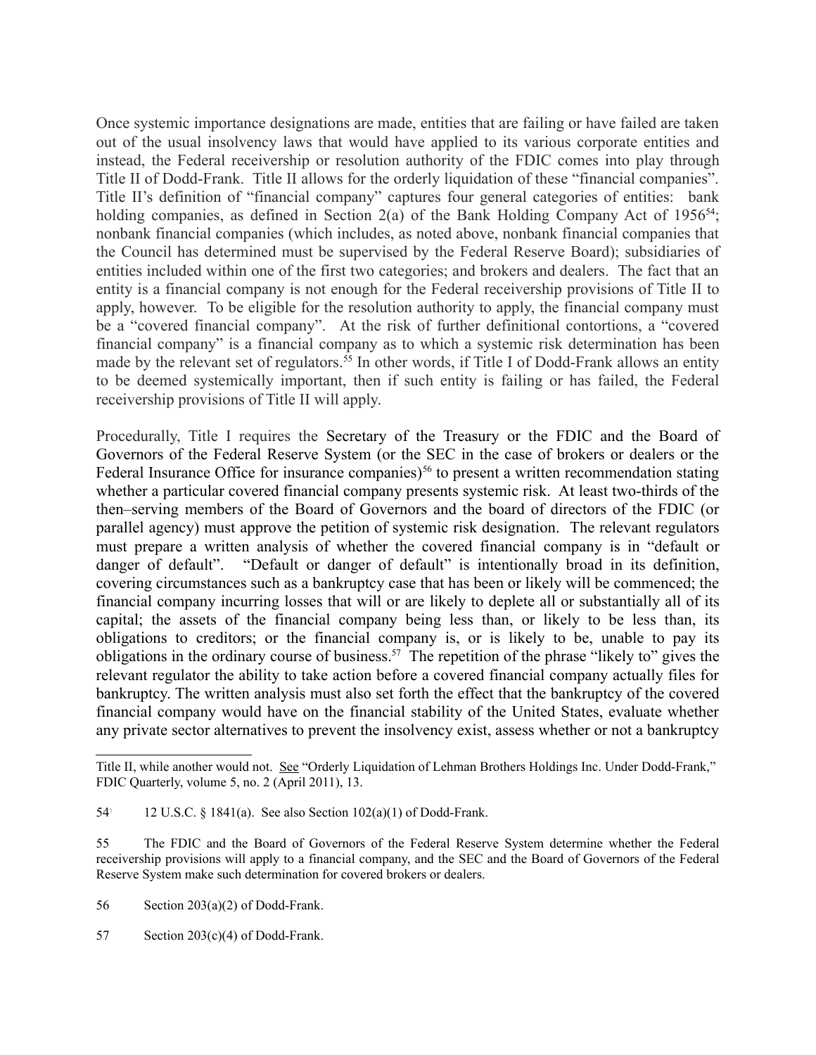Once systemic importance designations are made, entities that are failing or have failed are taken out of the usual insolvency laws that would have applied to its various corporate entities and instead, the Federal receivership or resolution authority of the FDIC comes into play through Title II of Dodd-Frank. Title II allows for the orderly liquidation of these "financial companies". Title II's definition of "financial company" captures four general categories of entities: bank holding companies, as defined in Section 2(a) of the Bank Holding Company Act of 1956[54]; nonbank financial companies (which includes, as noted above, nonbank financial companies that the Council has determined must be supervised by the Federal Reserve Board); subsidiaries of entities included within one of the first two categories; and brokers and dealers. The fact that an entity is a financial company is not enough for the Federal receivership provisions of Title II to apply, however. To be eligible for the resolution authority to apply, the financial company must be a "covered financial company". At the risk of further definitional contortions, a "covered financial company" is a financial company as to which a systemic risk determination has been made by the relevant set of regulators.[55] In other words, if Title I of Dodd-Frank allows an entity to be deemed systemically important, then if such entity is failing or has failed, the Federal receivership provisions of Title II will apply.

Procedurally, Title I requires the Secretary of the Treasury or the FDIC and the Board of Governors of the Federal Reserve System (or the SEC in the case of brokers or dealers or the Federal Insurance Office for insurance companies)[56] to present a written recommendation stating whether a particular covered financial company presents systemic risk. At least two-thirds of the then–serving members of the Board of Governors and the board of directors of the FDIC (or parallel agency) must approve the petition of systemic risk designation. The relevant regulators must prepare a written analysis of whether the covered financial company is in "default or danger of default". "Default or danger of default" is intentionally broad in its definition, covering circumstances such as a bankruptcy case that has been or likely will be commenced; the financial company incurring losses that will or are likely to deplete all or substantially all of its capital; the assets of the financial company being less than, or likely to be less than, its obligations to creditors; or the financial company is, or is likely to be, unable to pay its obligations in the ordinary course of business.[57] The repetition of the phrase "likely to" gives the relevant regulator the ability to take action before a covered financial company actually files for bankruptcy. The written analysis must also set forth the effect that the bankruptcy of the covered financial company would have on the financial stability of the United States, evaluate whether any private sector alternatives to prevent the insolvency exist, assess whether or not a bankruptcy

---

Title II, while another would not. See "Orderly Liquidation of Lehman Brothers Holdings Inc. Under Dodd-Frank," FDIC Quarterly, volume 5, no. 2 (April 2011), 13.

54 12 U.S.C. § 1841(a). See also Section 102(a)(1) of Dodd-Frank.

55 The FDIC and the Board of Governors of the Federal Reserve System determine whether the Federal receivership provisions will apply to a financial company, and the SEC and the Board of Governors of the Federal Reserve System make such determination for covered brokers or dealers.

56 Section 203(a)(2) of Dodd-Frank.

57 Section 203(c)(4) of Dodd-Frank.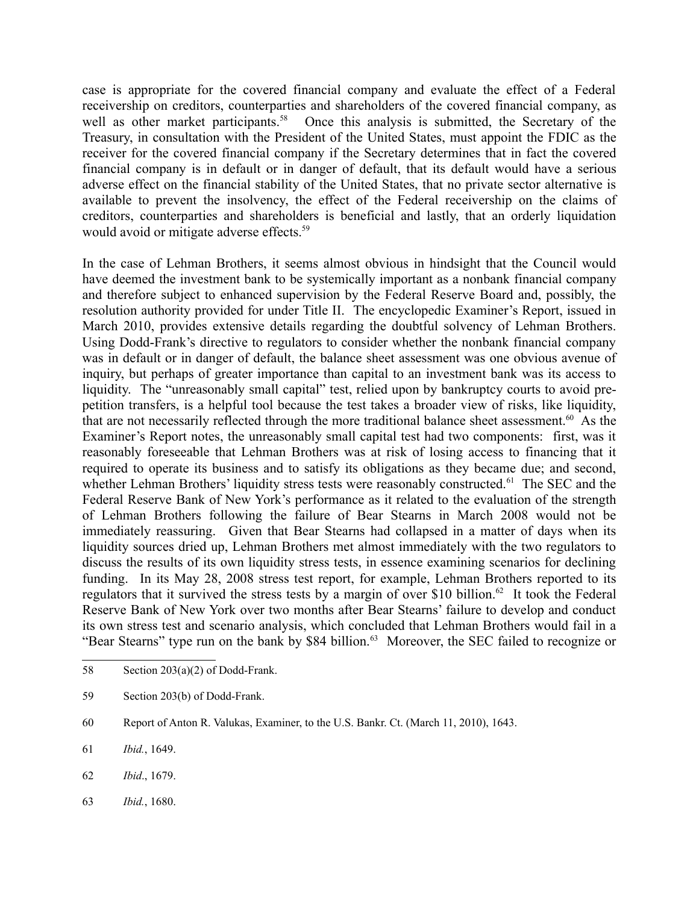case is appropriate for the covered financial company and evaluate the effect of a Federal receivership on creditors, counterparties and shareholders of the covered financial company, as well as other market participants.[58] Once this analysis is submitted, the Secretary of the Treasury, in consultation with the President of the United States, must appoint the FDIC as the receiver for the covered financial company if the Secretary determines that in fact the covered financial company is in default or in danger of default, that its default would have a serious adverse effect on the financial stability of the United States, that no private sector alternative is available to prevent the insolvency, the effect of the Federal receivership on the claims of creditors, counterparties and shareholders is beneficial and lastly, that an orderly liquidation would avoid or mitigate adverse effects.[59]

In the case of Lehman Brothers, it seems almost obvious in hindsight that the Council would have deemed the investment bank to be systemically important as a nonbank financial company and therefore subject to enhanced supervision by the Federal Reserve Board and, possibly, the resolution authority provided for under Title II. The encyclopedic Examiner's Report, issued in March 2010, provides extensive details regarding the doubtful solvency of Lehman Brothers. Using Dodd-Frank's directive to regulators to consider whether the nonbank financial company was in default or in danger of default, the balance sheet assessment was one obvious avenue of inquiry, but perhaps of greater importance than capital to an investment bank was its access to liquidity. The "unreasonably small capital" test, relied upon by bankruptcy courts to avoid pre-petition transfers, is a helpful tool because the test takes a broader view of risks, like liquidity, that are not necessarily reflected through the more traditional balance sheet assessment.[60] As the Examiner's Report notes, the unreasonably small capital test had two components: first, was it reasonably foreseeable that Lehman Brothers was at risk of losing access to financing that it required to operate its business and to satisfy its obligations as they became due; and second, whether Lehman Brothers' liquidity stress tests were reasonably constructed.[61] The SEC and the Federal Reserve Bank of New York's performance as it related to the evaluation of the strength of Lehman Brothers following the failure of Bear Stearns in March 2008 would not be immediately reassuring. Given that Bear Stearns had collapsed in a matter of days when its liquidity sources dried up, Lehman Brothers met almost immediately with the two regulators to discuss the results of its own liquidity stress tests, in essence examining scenarios for declining funding. In its May 28, 2008 stress test report, for example, Lehman Brothers reported to its regulators that it survived the stress tests by a margin of over \$10 billion.[62] It took the Federal Reserve Bank of New York over two months after Bear Stearns' failure to develop and conduct its own stress test and scenario analysis, which concluded that Lehman Brothers would fail in a "Bear Stearns" type run on the bank by \$84 billion.[63] Moreover, the SEC failed to recognize or

---

58 Section 203(a)(2) of Dodd-Frank.

59 Section 203(b) of Dodd-Frank.

60 Report of Anton R. Valukas, Examiner, to the U.S. Bankr. Ct. (March 11, 2010), 1643.

61 *Ibid.*, 1649.

62 *Ibid*., 1679.

63 *Ibid.*, 1680.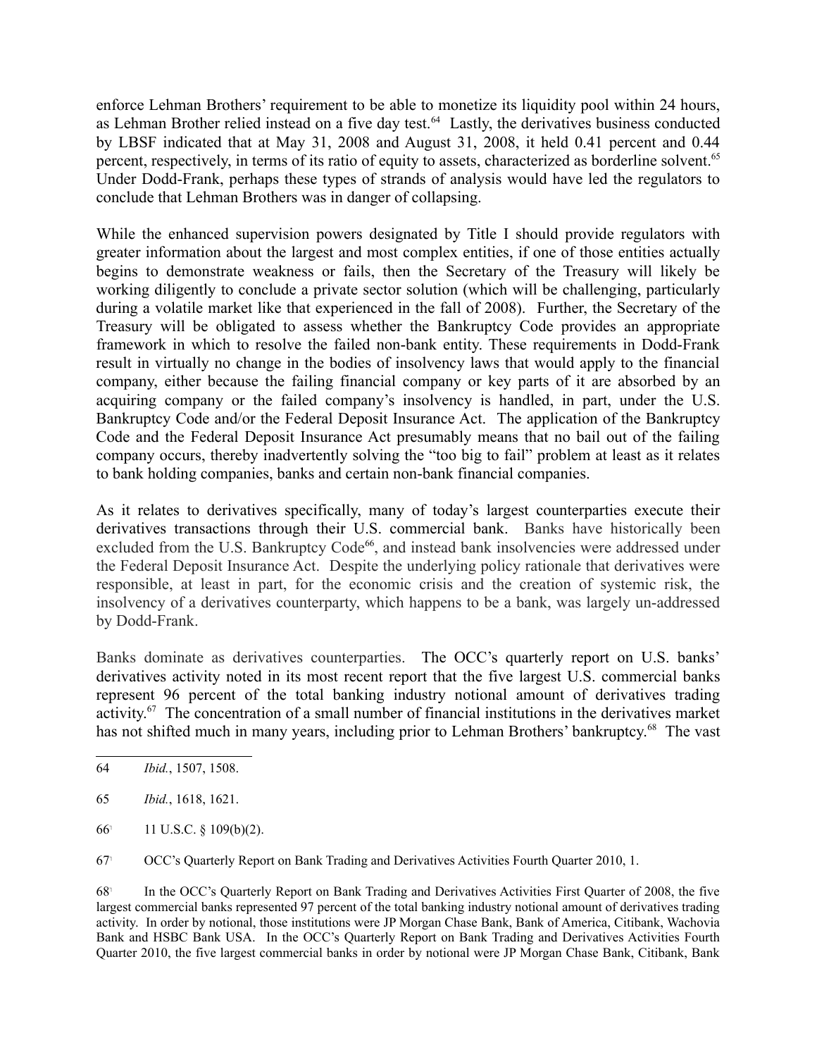enforce Lehman Brothers' requirement to be able to monetize its liquidity pool within 24 hours, as Lehman Brother relied instead on a five day test.[64] Lastly, the derivatives business conducted by LBSF indicated that at May 31, 2008 and August 31, 2008, it held 0.41 percent and 0.44 percent, respectively, in terms of its ratio of equity to assets, characterized as borderline solvent.[65] Under Dodd-Frank, perhaps these types of strands of analysis would have led the regulators to conclude that Lehman Brothers was in danger of collapsing.

While the enhanced supervision powers designated by Title I should provide regulators with greater information about the largest and most complex entities, if one of those entities actually begins to demonstrate weakness or fails, then the Secretary of the Treasury will likely be working diligently to conclude a private sector solution (which will be challenging, particularly during a volatile market like that experienced in the fall of 2008). Further, the Secretary of the Treasury will be obligated to assess whether the Bankruptcy Code provides an appropriate framework in which to resolve the failed non-bank entity. These requirements in Dodd-Frank result in virtually no change in the bodies of insolvency laws that would apply to the financial company, either because the failing financial company or key parts of it are absorbed by an acquiring company or the failed company's insolvency is handled, in part, under the U.S. Bankruptcy Code and/or the Federal Deposit Insurance Act. The application of the Bankruptcy Code and the Federal Deposit Insurance Act presumably means that no bail out of the failing company occurs, thereby inadvertently solving the "too big to fail" problem at least as it relates to bank holding companies, banks and certain non-bank financial companies.

As it relates to derivatives specifically, many of today's largest counterparties execute their derivatives transactions through their U.S. commercial bank. Banks have historically been excluded from the U.S. Bankruptcy Code[66], and instead bank insolvencies were addressed under the Federal Deposit Insurance Act. Despite the underlying policy rationale that derivatives were responsible, at least in part, for the economic crisis and the creation of systemic risk, the insolvency of a derivatives counterparty, which happens to be a bank, was largely un-addressed by Dodd-Frank.

Banks dominate as derivatives counterparties. The OCC's quarterly report on U.S. banks' derivatives activity noted in its most recent report that the five largest U.S. commercial banks represent 96 percent of the total banking industry notional amount of derivatives trading activity.[67] The concentration of a small number of financial institutions in the derivatives market has not shifted much in many years, including prior to Lehman Brothers' bankruptcy.[68] The vast

---

64 *Ibid.*, 1507, 1508.

65 *Ibid.*, 1618, 1621.

66 11 U.S.C. § 109(b)(2).

67 OCC's Quarterly Report on Bank Trading and Derivatives Activities Fourth Quarter 2010, 1.

68 In the OCC's Quarterly Report on Bank Trading and Derivatives Activities First Quarter of 2008, the five largest commercial banks represented 97 percent of the total banking industry notional amount of derivatives trading activity. In order by notional, those institutions were JP Morgan Chase Bank, Bank of America, Citibank, Wachovia Bank and HSBC Bank USA. In the OCC's Quarterly Report on Bank Trading and Derivatives Activities Fourth Quarter 2010, the five largest commercial banks in order by notional were JP Morgan Chase Bank, Citibank, Bank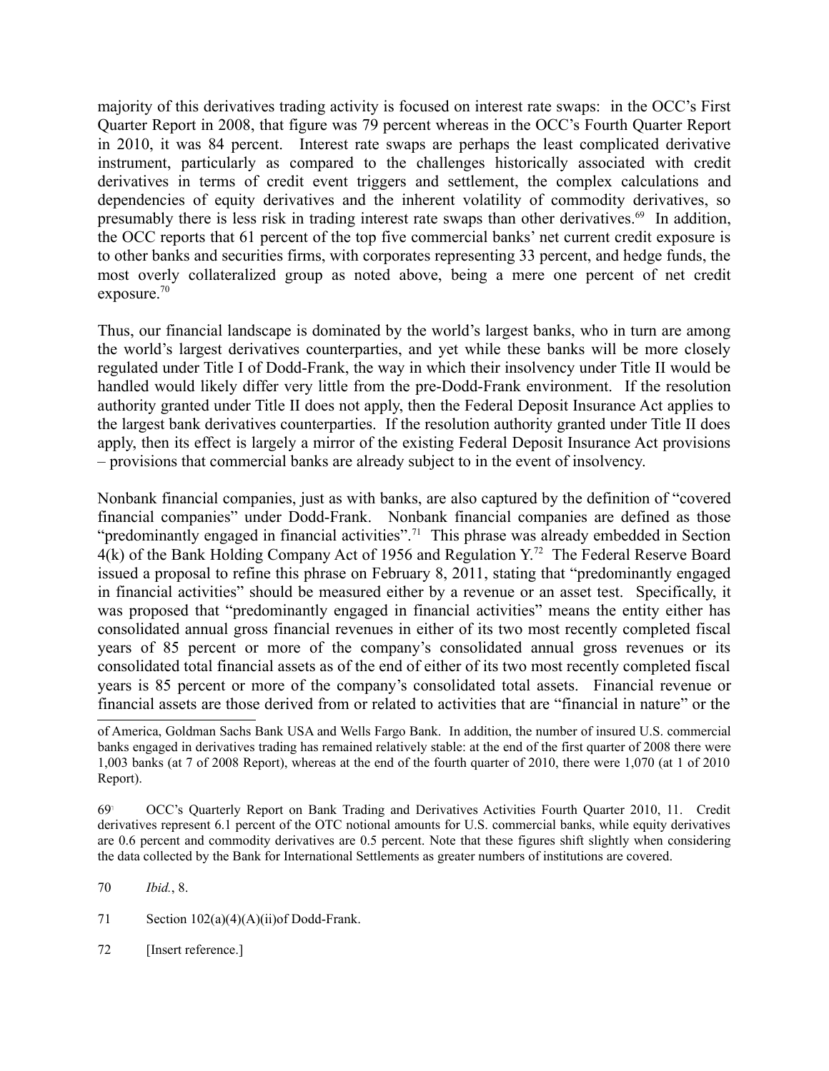majority of this derivatives trading activity is focused on interest rate swaps: in the OCC's First Quarter Report in 2008, that figure was 79 percent whereas in the OCC's Fourth Quarter Report in 2010, it was 84 percent. Interest rate swaps are perhaps the least complicated derivative instrument, particularly as compared to the challenges historically associated with credit derivatives in terms of credit event triggers and settlement, the complex calculations and dependencies of equity derivatives and the inherent volatility of commodity derivatives, so presumably there is less risk in trading interest rate swaps than other derivatives.[69] In addition, the OCC reports that 61 percent of the top five commercial banks' net current credit exposure is to other banks and securities firms, with corporates representing 33 percent, and hedge funds, the most overly collateralized group as noted above, being a mere one percent of net credit exposure.[70]

Thus, our financial landscape is dominated by the world's largest banks, who in turn are among the world's largest derivatives counterparties, and yet while these banks will be more closely regulated under Title I of Dodd-Frank, the way in which their insolvency under Title II would be handled would likely differ very little from the pre-Dodd-Frank environment. If the resolution authority granted under Title II does not apply, then the Federal Deposit Insurance Act applies to the largest bank derivatives counterparties. If the resolution authority granted under Title II does apply, then its effect is largely a mirror of the existing Federal Deposit Insurance Act provisions – provisions that commercial banks are already subject to in the event of insolvency.

Nonbank financial companies, just as with banks, are also captured by the definition of "covered financial companies" under Dodd-Frank. Nonbank financial companies are defined as those "predominantly engaged in financial activities".[71] This phrase was already embedded in Section 4(k) of the Bank Holding Company Act of 1956 and Regulation Y.[72] The Federal Reserve Board issued a proposal to refine this phrase on February 8, 2011, stating that "predominantly engaged in financial activities" should be measured either by a revenue or an asset test. Specifically, it was proposed that "predominantly engaged in financial activities" means the entity either has consolidated annual gross financial revenues in either of its two most recently completed fiscal years of 85 percent or more of the company's consolidated annual gross revenues or its consolidated total financial assets as of the end of either of its two most recently completed fiscal years is 85 percent or more of the company's consolidated total assets. Financial revenue or financial assets are those derived from or related to activities that are "financial in nature" or the

---

of America, Goldman Sachs Bank USA and Wells Fargo Bank. In addition, the number of insured U.S. commercial banks engaged in derivatives trading has remained relatively stable: at the end of the first quarter of 2008 there were 1,003 banks (at 7 of 2008 Report), whereas at the end of the fourth quarter of 2010, there were 1,070 (at 1 of 2010 Report).

69 OCC's Quarterly Report on Bank Trading and Derivatives Activities Fourth Quarter 2010, 11. Credit derivatives represent 6.1 percent of the OTC notional amounts for U.S. commercial banks, while equity derivatives are 0.6 percent and commodity derivatives are 0.5 percent. Note that these figures shift slightly when considering the data collected by the Bank for International Settlements as greater numbers of institutions are covered.

70 *Ibid.*, 8.

71 Section 102(a)(4)(A)(ii)of Dodd-Frank.

72 [Insert reference.]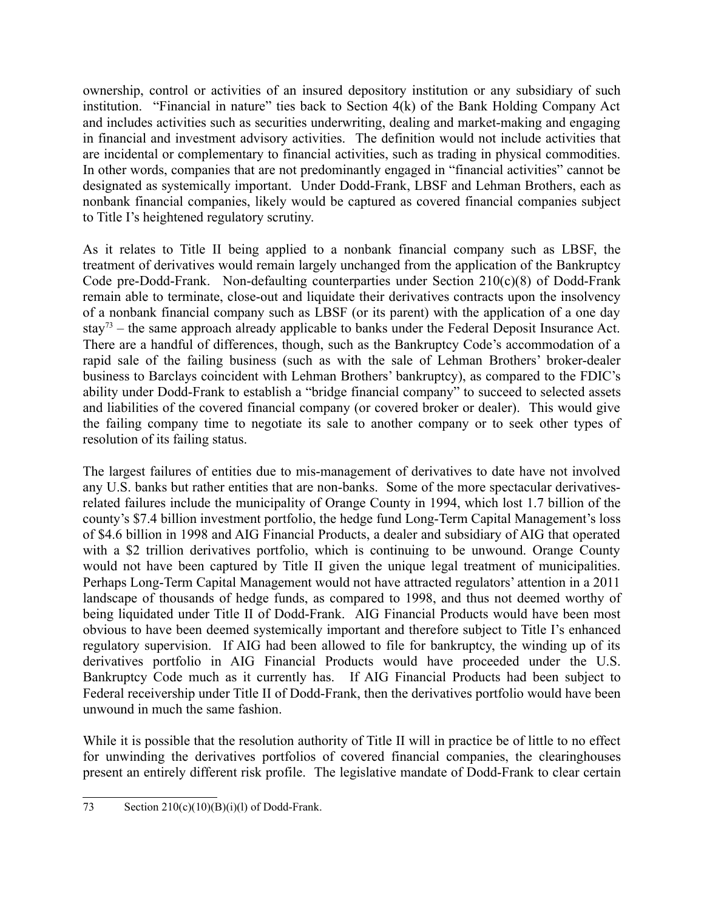ownership, control or activities of an insured depository institution or any subsidiary of such institution. "Financial in nature" ties back to Section 4(k) of the Bank Holding Company Act and includes activities such as securities underwriting, dealing and market-making and engaging in financial and investment advisory activities. The definition would not include activities that are incidental or complementary to financial activities, such as trading in physical commodities. In other words, companies that are not predominantly engaged in "financial activities" cannot be designated as systemically important. Under Dodd-Frank, LBSF and Lehman Brothers, each as nonbank financial companies, likely would be captured as covered financial companies subject to Title I's heightened regulatory scrutiny.

As it relates to Title II being applied to a nonbank financial company such as LBSF, the treatment of derivatives would remain largely unchanged from the application of the Bankruptcy Code pre-Dodd-Frank. Non-defaulting counterparties under Section 210(c)(8) of Dodd-Frank remain able to terminate, close-out and liquidate their derivatives contracts upon the insolvency of a nonbank financial company such as LBSF (or its parent) with the application of a one day stay[73] – the same approach already applicable to banks under the Federal Deposit Insurance Act. There are a handful of differences, though, such as the Bankruptcy Code's accommodation of a rapid sale of the failing business (such as with the sale of Lehman Brothers' broker-dealer business to Barclays coincident with Lehman Brothers' bankruptcy), as compared to the FDIC's ability under Dodd-Frank to establish a "bridge financial company" to succeed to selected assets and liabilities of the covered financial company (or covered broker or dealer). This would give the failing company time to negotiate its sale to another company or to seek other types of resolution of its failing status.

The largest failures of entities due to mis-management of derivatives to date have not involved any U.S. banks but rather entities that are non-banks. Some of the more spectacular derivatives-related failures include the municipality of Orange County in 1994, which lost 1.7 billion of the county's $7.4 billion investment portfolio, the hedge fund Long-Term Capital Management's loss of $4.6 billion in 1998 and AIG Financial Products, a dealer and subsidiary of AIG that operated with a $2 trillion derivatives portfolio, which is continuing to be unwound. Orange County would not have been captured by Title II given the unique legal treatment of municipalities. Perhaps Long-Term Capital Management would not have attracted regulators' attention in a 2011 landscape of thousands of hedge funds, as compared to 1998, and thus not deemed worthy of being liquidated under Title II of Dodd-Frank. AIG Financial Products would have been most obvious to have been deemed systemically important and therefore subject to Title I's enhanced regulatory supervision. If AIG had been allowed to file for bankruptcy, the winding up of its derivatives portfolio in AIG Financial Products would have proceeded under the U.S. Bankruptcy Code much as it currently has. If AIG Financial Products had been subject to Federal receivership under Title II of Dodd-Frank, then the derivatives portfolio would have been unwound in much the same fashion.

While it is possible that the resolution authority of Title II will in practice be of little to no effect for unwinding the derivatives portfolios of covered financial companies, the clearinghouses present an entirely different risk profile. The legislative mandate of Dodd-Frank to clear certain

---

73 Section 210(c)(10)(B)(i)(l) of Dodd-Frank.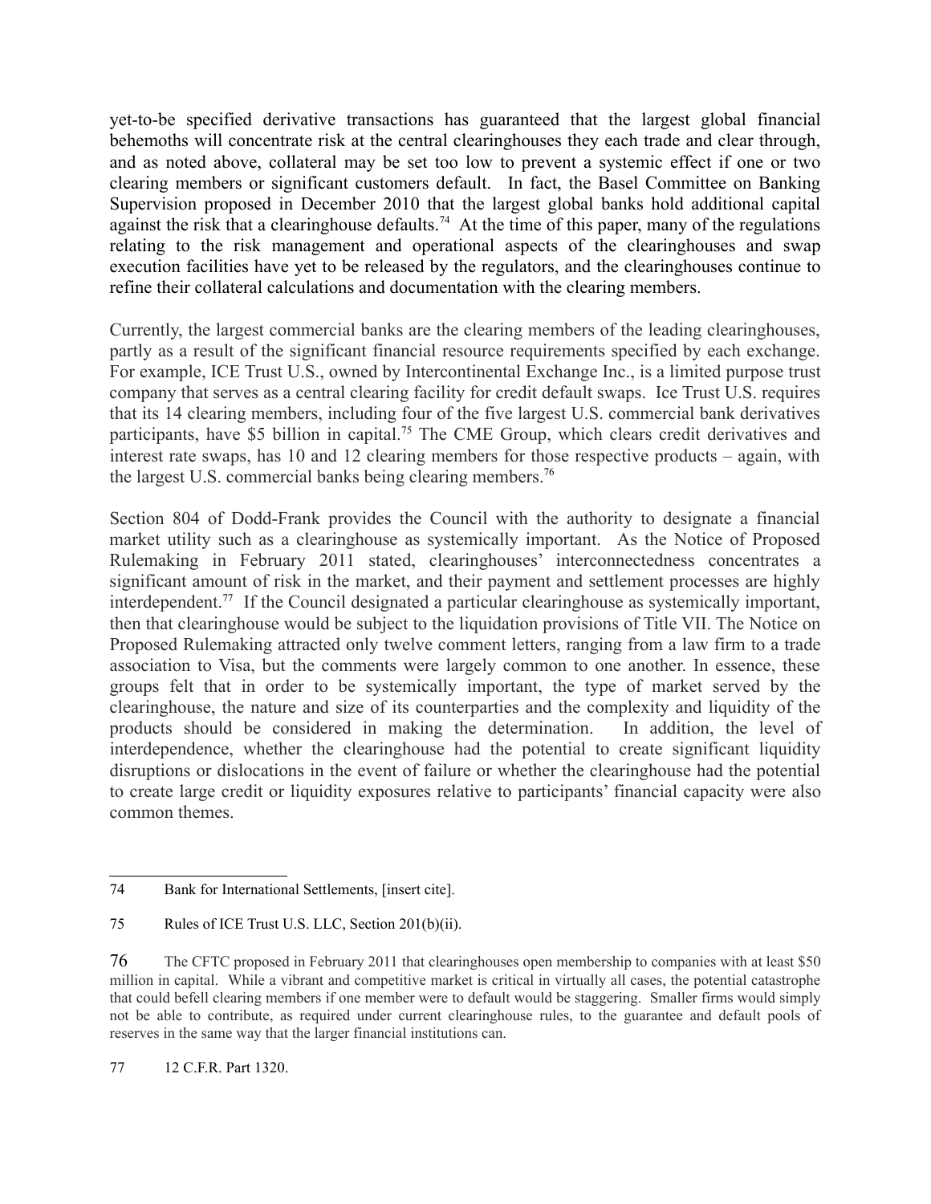yet-to-be specified derivative transactions has guaranteed that the largest global financial behemoths will concentrate risk at the central clearinghouses they each trade and clear through, and as noted above, collateral may be set too low to prevent a systemic effect if one or two clearing members or significant customers default. In fact, the Basel Committee on Banking Supervision proposed in December 2010 that the largest global banks hold additional capital against the risk that a clearinghouse defaults.[74] At the time of this paper, many of the regulations relating to the risk management and operational aspects of the clearinghouses and swap execution facilities have yet to be released by the regulators, and the clearinghouses continue to refine their collateral calculations and documentation with the clearing members.

Currently, the largest commercial banks are the clearing members of the leading clearinghouses, partly as a result of the significant financial resource requirements specified by each exchange. For example, ICE Trust U.S., owned by Intercontinental Exchange Inc., is a limited purpose trust company that serves as a central clearing facility for credit default swaps. Ice Trust U.S. requires that its 14 clearing members, including four of the five largest U.S. commercial bank derivatives participants, have $5 billion in capital.[75] The CME Group, which clears credit derivatives and interest rate swaps, has 10 and 12 clearing members for those respective products – again, with the largest U.S. commercial banks being clearing members.[76]

Section 804 of Dodd-Frank provides the Council with the authority to designate a financial market utility such as a clearinghouse as systemically important. As the Notice of Proposed Rulemaking in February 2011 stated, clearinghouses' interconnectedness concentrates a significant amount of risk in the market, and their payment and settlement processes are highly interdependent.[77] If the Council designated a particular clearinghouse as systemically important, then that clearinghouse would be subject to the liquidation provisions of Title VII. The Notice on Proposed Rulemaking attracted only twelve comment letters, ranging from a law firm to a trade association to Visa, but the comments were largely common to one another. In essence, these groups felt that in order to be systemically important, the type of market served by the clearinghouse, the nature and size of its counterparties and the complexity and liquidity of the products should be considered in making the determination. In addition, the level of interdependence, whether the clearinghouse had the potential to create significant liquidity disruptions or dislocations in the event of failure or whether the clearinghouse had the potential to create large credit or liquidity exposures relative to participants' financial capacity were also common themes.

---

74 Bank for International Settlements, [insert cite].

75 Rules of ICE Trust U.S. LLC, Section 201(b)(ii).

76 The CFTC proposed in February 2011 that clearinghouses open membership to companies with at least $50 million in capital. While a vibrant and competitive market is critical in virtually all cases, the potential catastrophe that could befell clearing members if one member were to default would be staggering. Smaller firms would simply not be able to contribute, as required under current clearinghouse rules, to the guarantee and default pools of reserves in the same way that the larger financial institutions can.

77 12 C.F.R. Part 1320.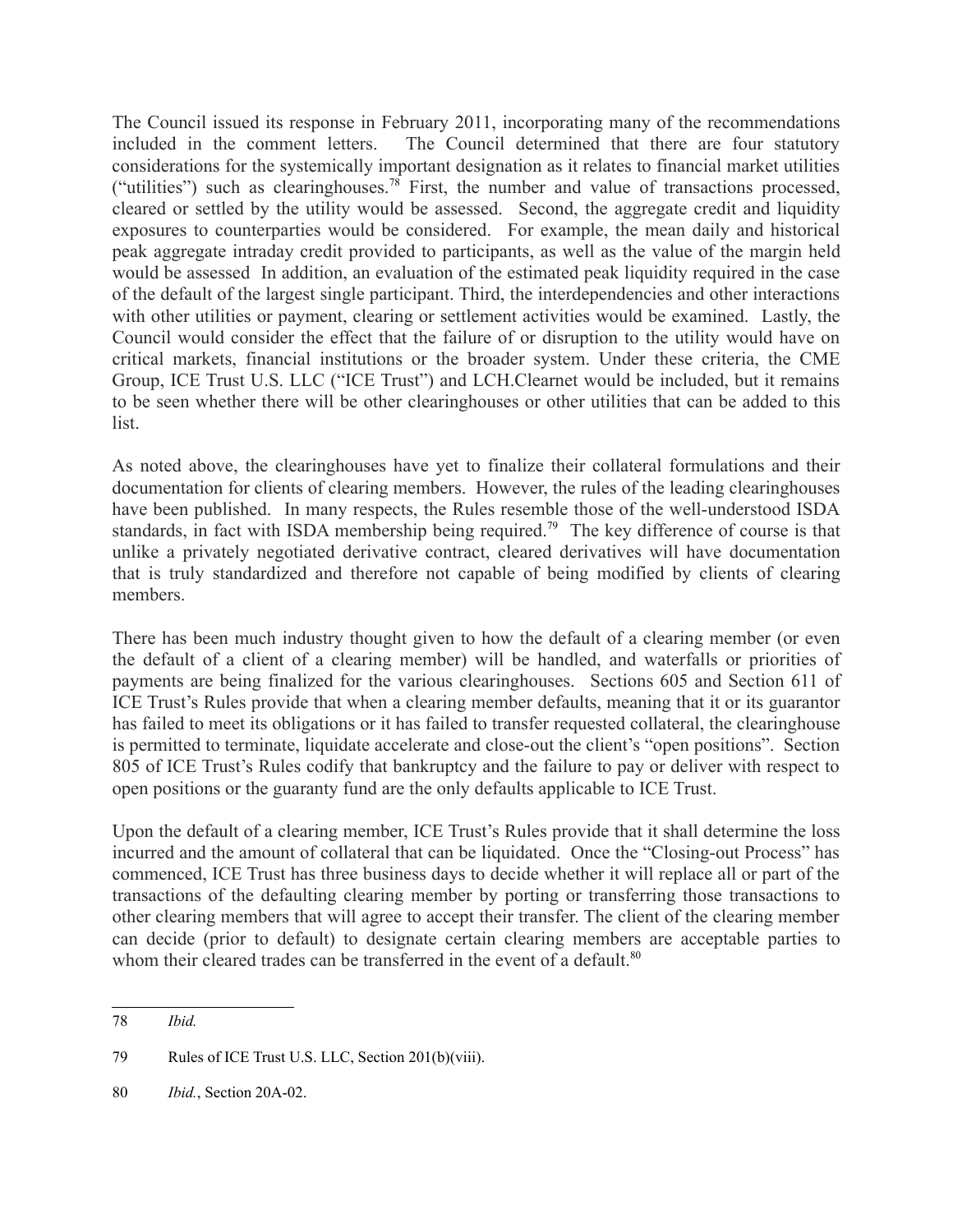The Council issued its response in February 2011, incorporating many of the recommendations included in the comment letters. The Council determined that there are four statutory considerations for the systemically important designation as it relates to financial market utilities ("utilities") such as clearinghouses.[78] First, the number and value of transactions processed, cleared or settled by the utility would be assessed. Second, the aggregate credit and liquidity exposures to counterparties would be considered. For example, the mean daily and historical peak aggregate intraday credit provided to participants, as well as the value of the margin held would be assessed In addition, an evaluation of the estimated peak liquidity required in the case of the default of the largest single participant. Third, the interdependencies and other interactions with other utilities or payment, clearing or settlement activities would be examined. Lastly, the Council would consider the effect that the failure of or disruption to the utility would have on critical markets, financial institutions or the broader system. Under these criteria, the CME Group, ICE Trust U.S. LLC ("ICE Trust") and LCH.Clearnet would be included, but it remains to be seen whether there will be other clearinghouses or other utilities that can be added to this list.

As noted above, the clearinghouses have yet to finalize their collateral formulations and their documentation for clients of clearing members. However, the rules of the leading clearinghouses have been published. In many respects, the Rules resemble those of the well-understood ISDA standards, in fact with ISDA membership being required.[79] The key difference of course is that unlike a privately negotiated derivative contract, cleared derivatives will have documentation that is truly standardized and therefore not capable of being modified by clients of clearing members.

There has been much industry thought given to how the default of a clearing member (or even the default of a client of a clearing member) will be handled, and waterfalls or priorities of payments are being finalized for the various clearinghouses. Sections 605 and Section 611 of ICE Trust's Rules provide that when a clearing member defaults, meaning that it or its guarantor has failed to meet its obligations or it has failed to transfer requested collateral, the clearinghouse is permitted to terminate, liquidate accelerate and close-out the client's "open positions". Section 805 of ICE Trust's Rules codify that bankruptcy and the failure to pay or deliver with respect to open positions or the guaranty fund are the only defaults applicable to ICE Trust.

Upon the default of a clearing member, ICE Trust's Rules provide that it shall determine the loss incurred and the amount of collateral that can be liquidated. Once the "Closing-out Process" has commenced, ICE Trust has three business days to decide whether it will replace all or part of the transactions of the defaulting clearing member by porting or transferring those transactions to other clearing members that will agree to accept their transfer. The client of the clearing member can decide (prior to default) to designate certain clearing members are acceptable parties to whom their cleared trades can be transferred in the event of a default.[80]

---

78 *Ibid.*

79 Rules of ICE Trust U.S. LLC, Section 201(b)(viii).

80 *Ibid.*, Section 20A-02.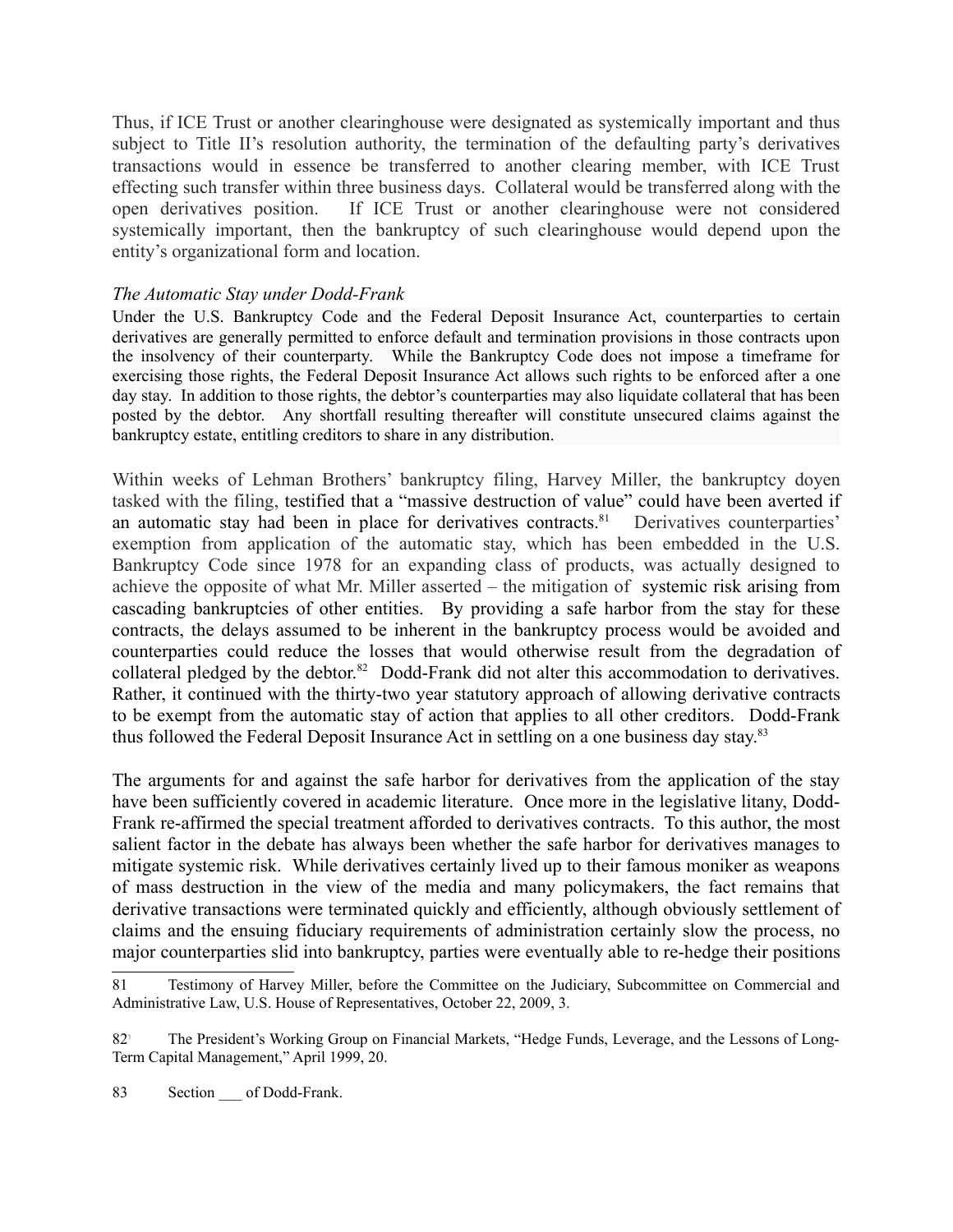Thus, if ICE Trust or another clearinghouse were designated as systemically important and thus subject to Title II's resolution authority, the termination of the defaulting party's derivatives transactions would in essence be transferred to another clearing member, with ICE Trust effecting such transfer within three business days. Collateral would be transferred along with the open derivatives position. If ICE Trust or another clearinghouse were not considered systemically important, then the bankruptcy of such clearinghouse would depend upon the entity's organizational form and location.

*The Automatic Stay under Dodd-Frank*

Under the U.S. Bankruptcy Code and the Federal Deposit Insurance Act, counterparties to certain derivatives are generally permitted to enforce default and termination provisions in those contracts upon the insolvency of their counterparty. While the Bankruptcy Code does not impose a timeframe for exercising those rights, the Federal Deposit Insurance Act allows such rights to be enforced after a one day stay. In addition to those rights, the debtor's counterparties may also liquidate collateral that has been posted by the debtor. Any shortfall resulting thereafter will constitute unsecured claims against the bankruptcy estate, entitling creditors to share in any distribution.

Within weeks of Lehman Brothers' bankruptcy filing, Harvey Miller, the bankruptcy doyen tasked with the filing, testified that a "massive destruction of value" could have been averted if an automatic stay had been in place for derivatives contracts.[81] Derivatives counterparties' exemption from application of the automatic stay, which has been embedded in the U.S. Bankruptcy Code since 1978 for an expanding class of products, was actually designed to achieve the opposite of what Mr. Miller asserted – the mitigation of systemic risk arising from cascading bankruptcies of other entities. By providing a safe harbor from the stay for these contracts, the delays assumed to be inherent in the bankruptcy process would be avoided and counterparties could reduce the losses that would otherwise result from the degradation of collateral pledged by the debtor.[82] Dodd-Frank did not alter this accommodation to derivatives. Rather, it continued with the thirty-two year statutory approach of allowing derivative contracts to be exempt from the automatic stay of action that applies to all other creditors. Dodd-Frank thus followed the Federal Deposit Insurance Act in settling on a one business day stay.[83]

The arguments for and against the safe harbor for derivatives from the application of the stay have been sufficiently covered in academic literature. Once more in the legislative litany, Dodd-Frank re-affirmed the special treatment afforded to derivatives contracts. To this author, the most salient factor in the debate has always been whether the safe harbor for derivatives manages to mitigate systemic risk. While derivatives certainly lived up to their famous moniker as weapons of mass destruction in the view of the media and many policymakers, the fact remains that derivative transactions were terminated quickly and efficiently, although obviously settlement of claims and the ensuing fiduciary requirements of administration certainly slow the process, no major counterparties slid into bankruptcy, parties were eventually able to re-hedge their positions

---

81 Testimony of Harvey Miller, before the Committee on the Judiciary, Subcommittee on Commercial and Administrative Law, U.S. House of Representatives, October 22, 2009, 3.

82 The President's Working Group on Financial Markets, "Hedge Funds, Leverage, and the Lessons of Long-Term Capital Management," April 1999, 20.

83 Section ___ of Dodd-Frank.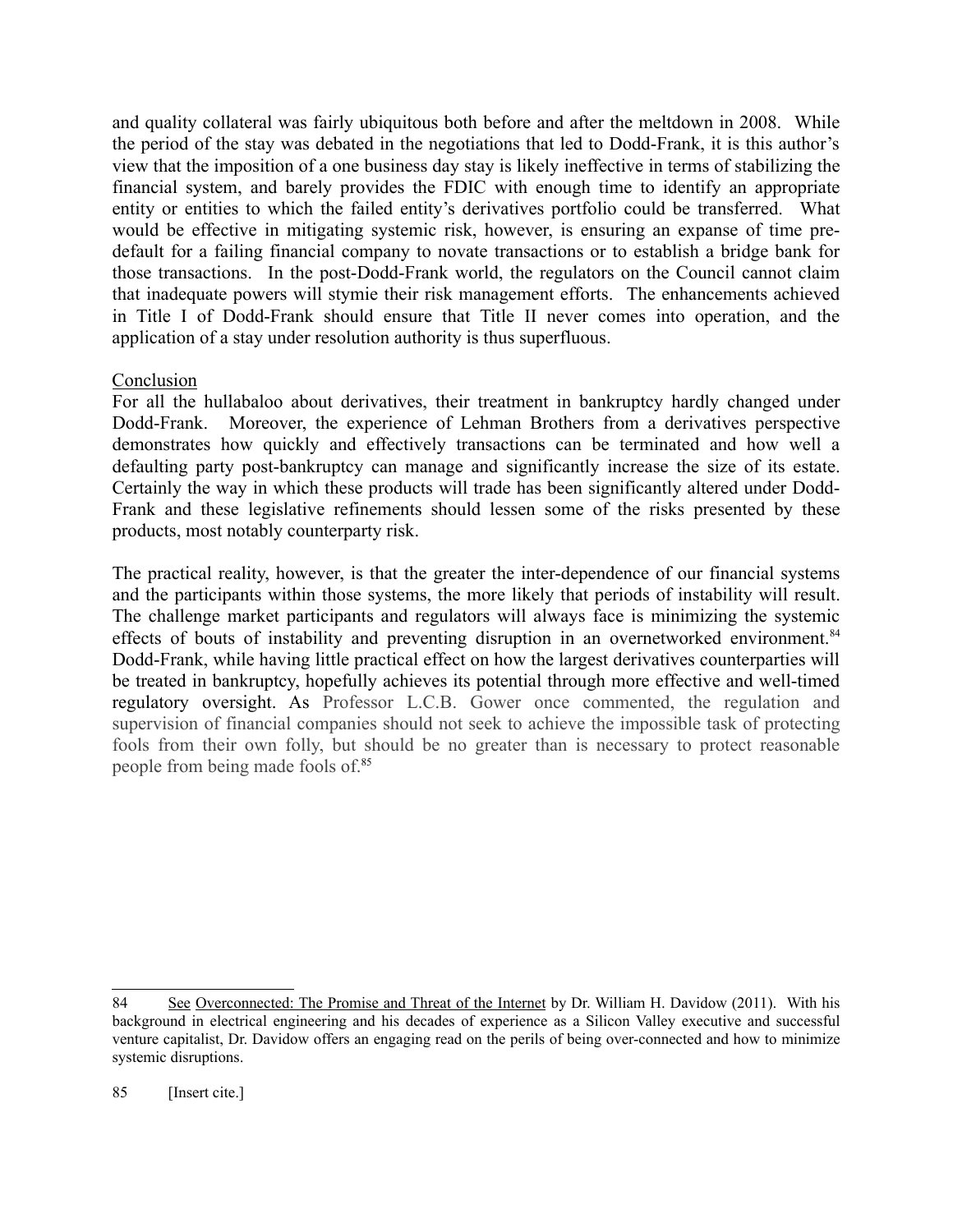and quality collateral was fairly ubiquitous both before and after the meltdown in 2008. While the period of the stay was debated in the negotiations that led to Dodd-Frank, it is this author's view that the imposition of a one business day stay is likely ineffective in terms of stabilizing the financial system, and barely provides the FDIC with enough time to identify an appropriate entity or entities to which the failed entity's derivatives portfolio could be transferred. What would be effective in mitigating systemic risk, however, is ensuring an expanse of time pre-default for a failing financial company to novate transactions or to establish a bridge bank for those transactions. In the post-Dodd-Frank world, the regulators on the Council cannot claim that inadequate powers will stymie their risk management efforts. The enhancements achieved in Title I of Dodd-Frank should ensure that Title II never comes into operation, and the application of a stay under resolution authority is thus superfluous.

## Conclusion

For all the hullabaloo about derivatives, their treatment in bankruptcy hardly changed under Dodd-Frank. Moreover, the experience of Lehman Brothers from a derivatives perspective demonstrates how quickly and effectively transactions can be terminated and how well a defaulting party post-bankruptcy can manage and significantly increase the size of its estate. Certainly the way in which these products will trade has been significantly altered under Dodd-Frank and these legislative refinements should lessen some of the risks presented by these products, most notably counterparty risk.

The practical reality, however, is that the greater the inter-dependence of our financial systems and the participants within those systems, the more likely that periods of instability will result. The challenge market participants and regulators will always face is minimizing the systemic effects of bouts of instability and preventing disruption in an overnetworked environment.[84] Dodd-Frank, while having little practical effect on how the largest derivatives counterparties will be treated in bankruptcy, hopefully achieves its potential through more effective and well-timed regulatory oversight. As Professor L.C.B. Gower once commented, the regulation and supervision of financial companies should not seek to achieve the impossible task of protecting fools from their own folly, but should be no greater than is necessary to protect reasonable people from being made fools of.[85]

---

84 See Overconnected: The Promise and Threat of the Internet by Dr. William H. Davidow (2011). With his background in electrical engineering and his decades of experience as a Silicon Valley executive and successful venture capitalist, Dr. Davidow offers an engaging read on the perils of being over-connected and how to minimize systemic disruptions.

85 [Insert cite.]